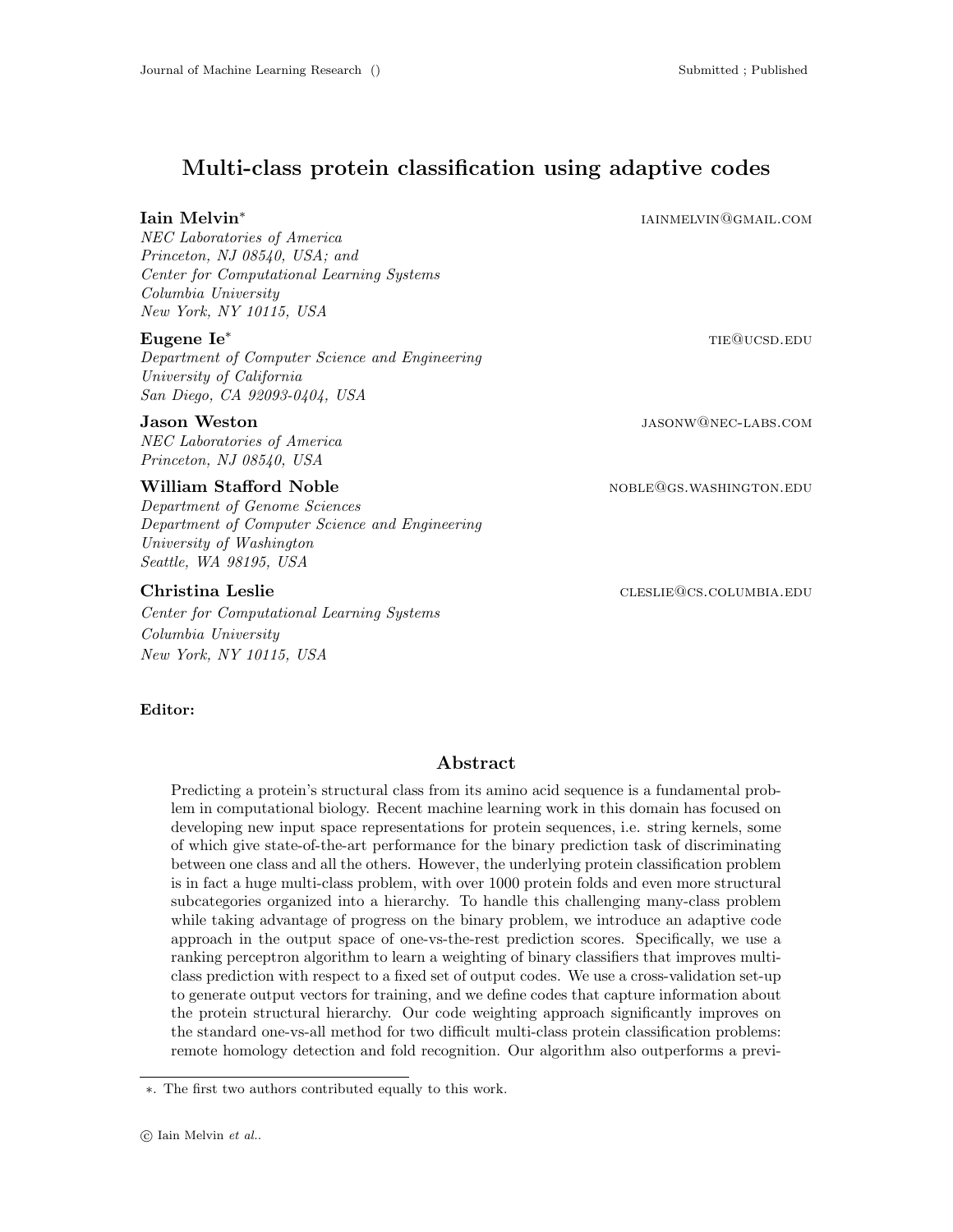# Multi-class protein classification using adaptive codes

**Iain Melvin*** iainmelvin@gmail.com
*NEC Laboratories of America*
*Princeton, NJ 08540, USA; and*
*Center for Computational Learning Systems*
*Columbia University*
*New York, NY 10115, USA*

**Eugene Ie*** tie@ucsd.edu
*Department of Computer Science and Engineering*
*University of California*
*San Diego, CA 92093-0404, USA*

**Jason Weston** jasonw@nec-labs.com
*NEC Laboratories of America*
*Princeton, NJ 08540, USA*

**William Stafford Noble** noble@gs.washington.edu
*Department of Genome Sciences*
*Department of Computer Science and Engineering*
*University of Washington*
*Seattle, WA 98195, USA*

**Christina Leslie** cleslie@cs.columbia.edu
*Center for Computational Learning Systems*
*Columbia University*
*New York, NY 10115, USA*

**Editor:**

## Abstract

Predicting a protein's structural class from its amino acid sequence is a fundamental problem in computational biology. Recent machine learning work in this domain has focused on developing new input space representations for protein sequences, i.e. string kernels, some of which give state-of-the-art performance for the binary prediction task of discriminating between one class and all the others. However, the underlying protein classification problem is in fact a huge multi-class problem, with over 1000 protein folds and even more structural subcategories organized into a hierarchy. To handle this challenging many-class problem while taking advantage of progress on the binary problem, we introduce an adaptive code approach in the output space of one-vs-the-rest prediction scores. Specifically, we use a ranking perceptron algorithm to learn a weighting of binary classifiers that improves multi-class prediction with respect to a fixed set of output codes. We use a cross-validation set-up to generate output vectors for training, and we define codes that capture information about the protein structural hierarchy. Our code weighting approach significantly improves on the standard one-vs-all method for two difficult multi-class protein classification problems: remote homology detection and fold recognition. Our algorithm also outperforms a previ-

*. The first two authors contributed equally to this work.

© Iain Melvin *et al.*.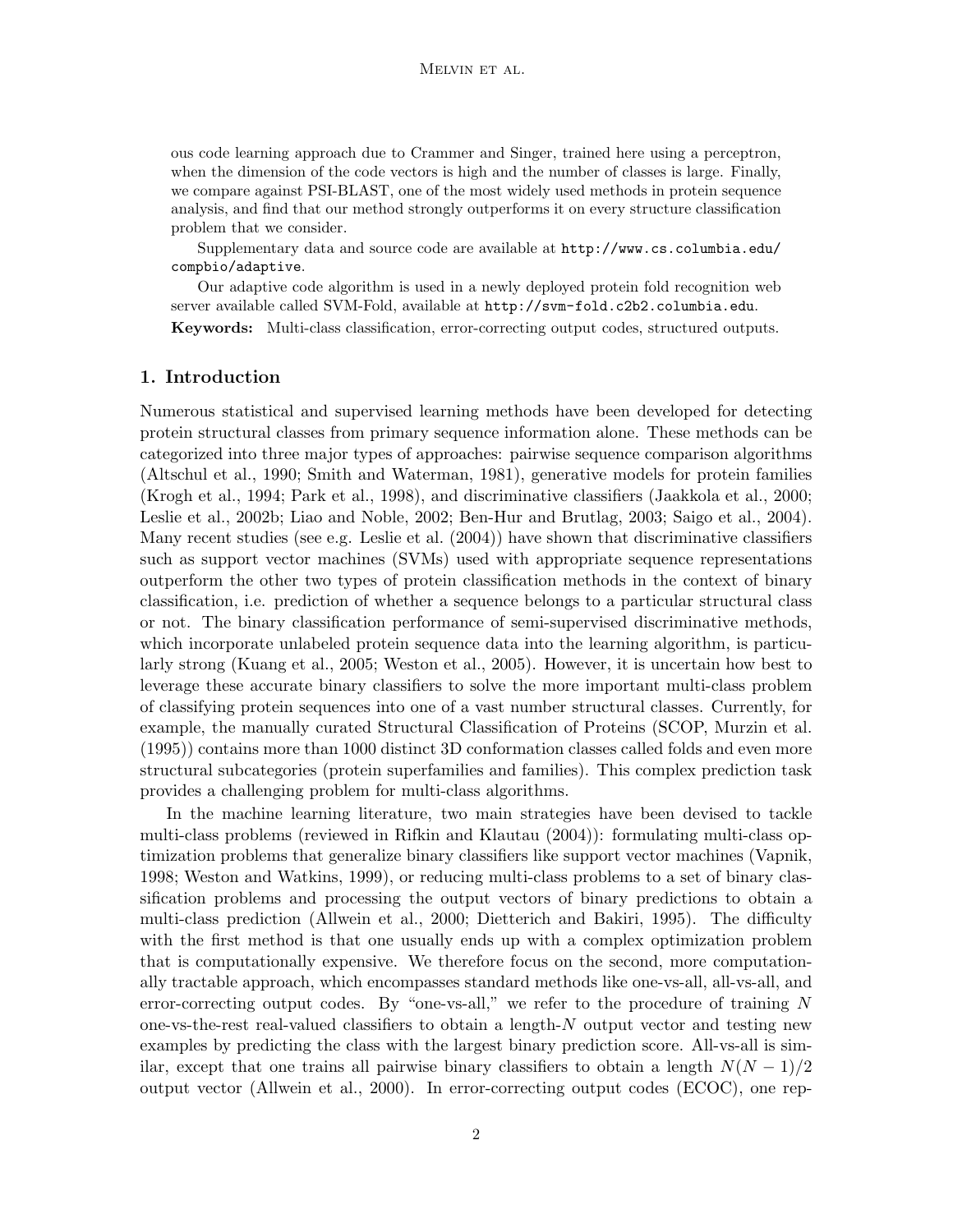ous code learning approach due to Crammer and Singer, trained here using a perceptron, when the dimension of the code vectors is high and the number of classes is large. Finally, we compare against PSI-BLAST, one of the most widely used methods in protein sequence analysis, and find that our method strongly outperforms it on every structure classification problem that we consider.

Supplementary data and source code are available at `http://www.cs.columbia.edu/compbio/adaptive`.

Our adaptive code algorithm is used in a newly deployed protein fold recognition web server available called SVM-Fold, available at `http://svm-fold.c2b2.columbia.edu`.

**Keywords:** Multi-class classification, error-correcting output codes, structured outputs.

## 1. Introduction

Numerous statistical and supervised learning methods have been developed for detecting protein structural classes from primary sequence information alone. These methods can be categorized into three major types of approaches: pairwise sequence comparison algorithms (Altschul et al., 1990; Smith and Waterman, 1981), generative models for protein families (Krogh et al., 1994; Park et al., 1998), and discriminative classifiers (Jaakkola et al., 2000; Leslie et al., 2002b; Liao and Noble, 2002; Ben-Hur and Brutlag, 2003; Saigo et al., 2004). Many recent studies (see e.g. Leslie et al. (2004)) have shown that discriminative classifiers such as support vector machines (SVMs) used with appropriate sequence representations outperform the other two types of protein classification methods in the context of binary classification, i.e. prediction of whether a sequence belongs to a particular structural class or not. The binary classification performance of semi-supervised discriminative methods, which incorporate unlabeled protein sequence data into the learning algorithm, is particularly strong (Kuang et al., 2005; Weston et al., 2005). However, it is uncertain how best to leverage these accurate binary classifiers to solve the more important multi-class problem of classifying protein sequences into one of a vast number structural classes. Currently, for example, the manually curated Structural Classification of Proteins (SCOP, Murzin et al. (1995)) contains more than 1000 distinct 3D conformation classes called folds and even more structural subcategories (protein superfamilies and families). This complex prediction task provides a challenging problem for multi-class algorithms.

In the machine learning literature, two main strategies have been devised to tackle multi-class problems (reviewed in Rifkin and Klautau (2004)): formulating multi-class optimization problems that generalize binary classifiers like support vector machines (Vapnik, 1998; Weston and Watkins, 1999), or reducing multi-class problems to a set of binary classification problems and processing the output vectors of binary predictions to obtain a multi-class prediction (Allwein et al., 2000; Dietterich and Bakiri, 1995). The difficulty with the first method is that one usually ends up with a complex optimization problem that is computationally expensive. We therefore focus on the second, more computationally tractable approach, which encompasses standard methods like one-vs-all, all-vs-all, and error-correcting output codes. By "one-vs-all," we refer to the procedure of training $N$ one-vs-the-rest real-valued classifiers to obtain a length-$N$ output vector and testing new examples by predicting the class with the largest binary prediction score. All-vs-all is similar, except that one trains all pairwise binary classifiers to obtain a length $N(N-1)/2$ output vector (Allwein et al., 2000). In error-correcting output codes (ECOC), one rep-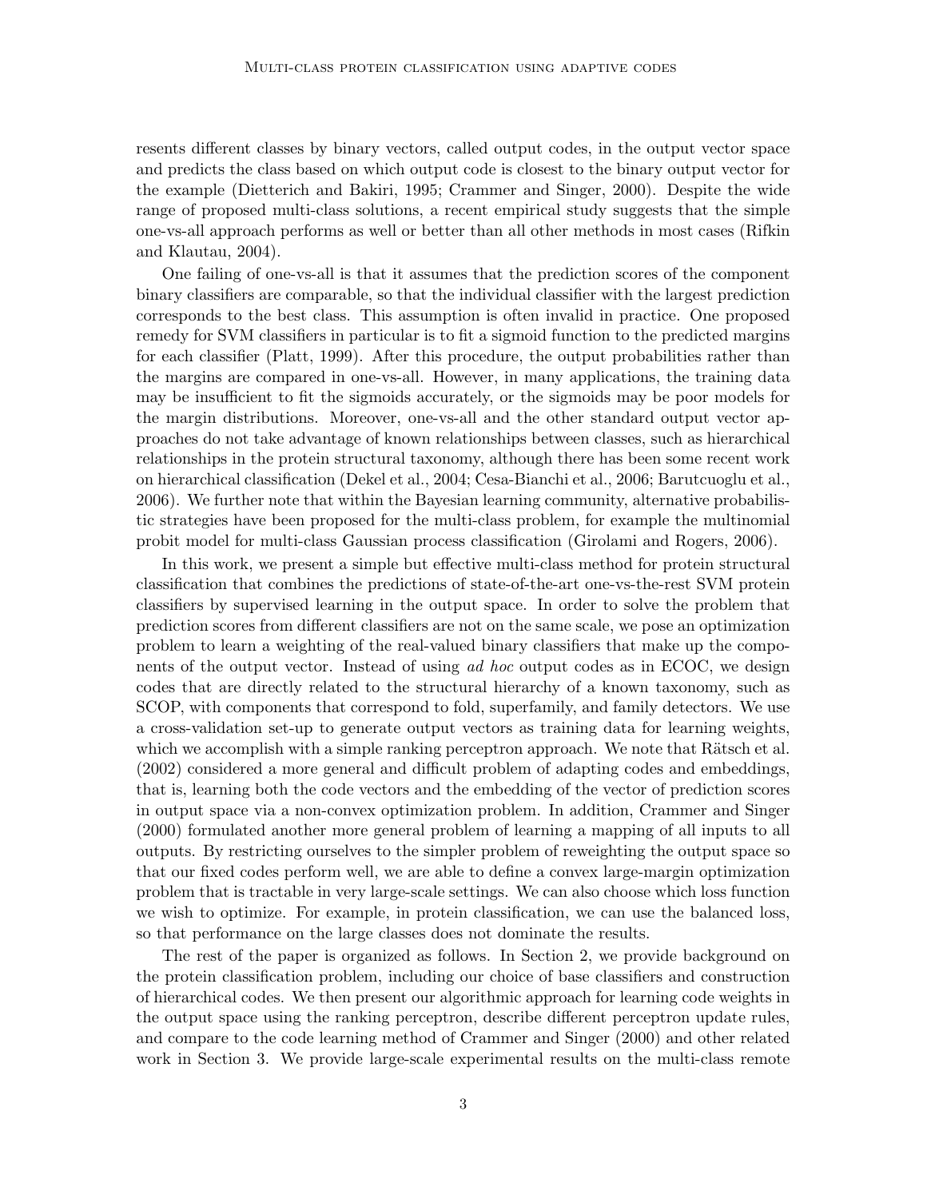resents different classes by binary vectors, called output codes, in the output vector space and predicts the class based on which output code is closest to the binary output vector for the example (Dietterich and Bakiri, 1995; Crammer and Singer, 2000). Despite the wide range of proposed multi-class solutions, a recent empirical study suggests that the simple one-vs-all approach performs as well or better than all other methods in most cases (Rifkin and Klautau, 2004).

One failing of one-vs-all is that it assumes that the prediction scores of the component binary classifiers are comparable, so that the individual classifier with the largest prediction corresponds to the best class. This assumption is often invalid in practice. One proposed remedy for SVM classifiers in particular is to fit a sigmoid function to the predicted margins for each classifier (Platt, 1999). After this procedure, the output probabilities rather than the margins are compared in one-vs-all. However, in many applications, the training data may be insufficient to fit the sigmoids accurately, or the sigmoids may be poor models for the margin distributions. Moreover, one-vs-all and the other standard output vector approaches do not take advantage of known relationships between classes, such as hierarchical relationships in the protein structural taxonomy, although there has been some recent work on hierarchical classification (Dekel et al., 2004; Cesa-Bianchi et al., 2006; Barutcuoglu et al., 2006). We further note that within the Bayesian learning community, alternative probabilistic strategies have been proposed for the multi-class problem, for example the multinomial probit model for multi-class Gaussian process classification (Girolami and Rogers, 2006).

In this work, we present a simple but effective multi-class method for protein structural classification that combines the predictions of state-of-the-art one-vs-the-rest SVM protein classifiers by supervised learning in the output space. In order to solve the problem that prediction scores from different classifiers are not on the same scale, we pose an optimization problem to learn a weighting of the real-valued binary classifiers that make up the components of the output vector. Instead of using *ad hoc* output codes as in ECOC, we design codes that are directly related to the structural hierarchy of a known taxonomy, such as SCOP, with components that correspond to fold, superfamily, and family detectors. We use a cross-validation set-up to generate output vectors as training data for learning weights, which we accomplish with a simple ranking perceptron approach. We note that Rätsch et al. (2002) considered a more general and difficult problem of adapting codes and embeddings, that is, learning both the code vectors and the embedding of the vector of prediction scores in output space via a non-convex optimization problem. In addition, Crammer and Singer (2000) formulated another more general problem of learning a mapping of all inputs to all outputs. By restricting ourselves to the simpler problem of reweighting the output space so that our fixed codes perform well, we are able to define a convex large-margin optimization problem that is tractable in very large-scale settings. We can also choose which loss function we wish to optimize. For example, in protein classification, we can use the balanced loss, so that performance on the large classes does not dominate the results.

The rest of the paper is organized as follows. In Section 2, we provide background on the protein classification problem, including our choice of base classifiers and construction of hierarchical codes. We then present our algorithmic approach for learning code weights in the output space using the ranking perceptron, describe different perceptron update rules, and compare to the code learning method of Crammer and Singer (2000) and other related work in Section 3. We provide large-scale experimental results on the multi-class remote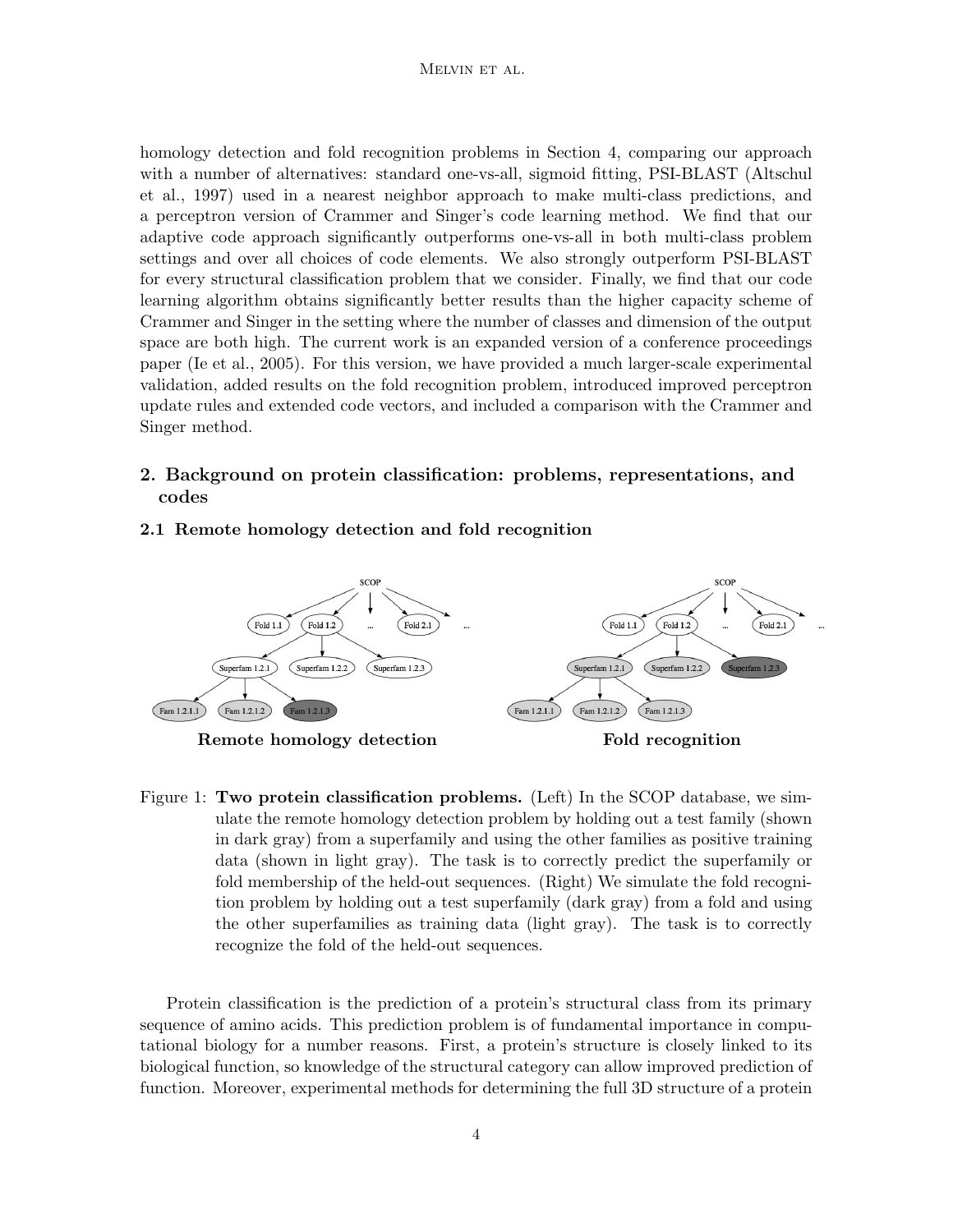homology detection and fold recognition problems in Section 4, comparing our approach with a number of alternatives: standard one-vs-all, sigmoid fitting, PSI-BLAST (Altschul et al., 1997) used in a nearest neighbor approach to make multi-class predictions, and a perceptron version of Crammer and Singer's code learning method. We find that our adaptive code approach significantly outperforms one-vs-all in both multi-class problem settings and over all choices of code elements. We also strongly outperform PSI-BLAST for every structural classification problem that we consider. Finally, we find that our code learning algorithm obtains significantly better results than the higher capacity scheme of Crammer and Singer in the setting where the number of classes and dimension of the output space are both high. The current work is an expanded version of a conference proceedings paper (Ie et al., 2005). For this version, we have provided a much larger-scale experimental validation, added results on the fold recognition problem, introduced improved perceptron update rules and extended code vectors, and included a comparison with the Crammer and Singer method.

## 2. Background on protein classification: problems, representations, and codes

### 2.1 Remote homology detection and fold recognition

Figure 1: **Two protein classification problems.** (Left) In the SCOP database, we simulate the remote homology detection problem by holding out a test family (shown in dark gray) from a superfamily and using the other families as positive training data (shown in light gray). The task is to correctly predict the superfamily or fold membership of the held-out sequences. (Right) We simulate the fold recognition problem by holding out a test superfamily (dark gray) from a fold and using the other superfamilies as training data (light gray). The task is to correctly recognize the fold of the held-out sequences.

Protein classification is the prediction of a protein's structural class from its primary sequence of amino acids. This prediction problem is of fundamental importance in computational biology for a number reasons. First, a protein's structure is closely linked to its biological function, so knowledge of the structural category can allow improved prediction of function. Moreover, experimental methods for determining the full 3D structure of a protein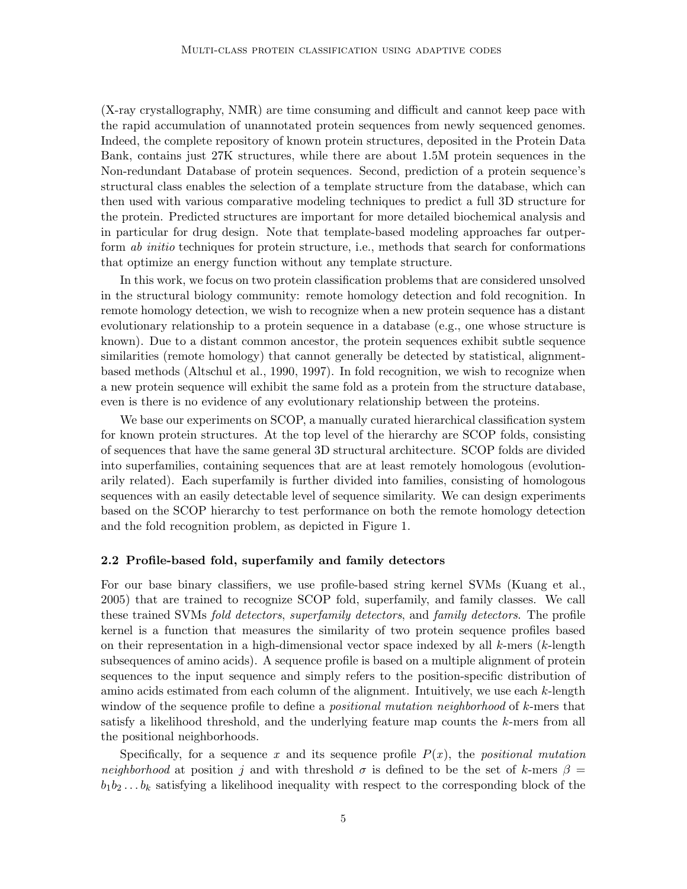(X-ray crystallography, NMR) are time consuming and difficult and cannot keep pace with the rapid accumulation of unannotated protein sequences from newly sequenced genomes. Indeed, the complete repository of known protein structures, deposited in the Protein Data Bank, contains just 27K structures, while there are about 1.5M protein sequences in the Non-redundant Database of protein sequences. Second, prediction of a protein sequence's structural class enables the selection of a template structure from the database, which can then used with various comparative modeling techniques to predict a full 3D structure for the protein. Predicted structures are important for more detailed biochemical analysis and in particular for drug design. Note that template-based modeling approaches far outperform *ab initio* techniques for protein structure, i.e., methods that search for conformations that optimize an energy function without any template structure.

In this work, we focus on two protein classification problems that are considered unsolved in the structural biology community: remote homology detection and fold recognition. In remote homology detection, we wish to recognize when a new protein sequence has a distant evolutionary relationship to a protein sequence in a database (e.g., one whose structure is known). Due to a distant common ancestor, the protein sequences exhibit subtle sequence similarities (remote homology) that cannot generally be detected by statistical, alignment-based methods (Altschul et al., 1990, 1997). In fold recognition, we wish to recognize when a new protein sequence will exhibit the same fold as a protein from the structure database, even is there is no evidence of any evolutionary relationship between the proteins.

We base our experiments on SCOP, a manually curated hierarchical classification system for known protein structures. At the top level of the hierarchy are SCOP folds, consisting of sequences that have the same general 3D structural architecture. SCOP folds are divided into superfamilies, containing sequences that are at least remotely homologous (evolutionarily related). Each superfamily is further divided into families, consisting of homologous sequences with an easily detectable level of sequence similarity. We can design experiments based on the SCOP hierarchy to test performance on both the remote homology detection and the fold recognition problem, as depicted in Figure 1.

### 2.2 Profile-based fold, superfamily and family detectors

For our base binary classifiers, we use profile-based string kernel SVMs (Kuang et al., 2005) that are trained to recognize SCOP fold, superfamily, and family classes. We call these trained SVMs *fold detectors*, *superfamily detectors*, and *family detectors*. The profile kernel is a function that measures the similarity of two protein sequence profiles based on their representation in a high-dimensional vector space indexed by all $k$-mers ($k$-length subsequences of amino acids). A sequence profile is based on a multiple alignment of protein sequences to the input sequence and simply refers to the position-specific distribution of amino acids estimated from each column of the alignment. Intuitively, we use each $k$-length window of the sequence profile to define a *positional mutation neighborhood* of $k$-mers that satisfy a likelihood threshold, and the underlying feature map counts the $k$-mers from all the positional neighborhoods.

Specifically, for a sequence $x$ and its sequence profile $P(x)$, the *positional mutation neighborhood* at position $j$ and with threshold $\sigma$ is defined to be the set of $k$-mers $\beta = b_1 b_2 \ldots b_k$ satisfying a likelihood inequality with respect to the corresponding block of the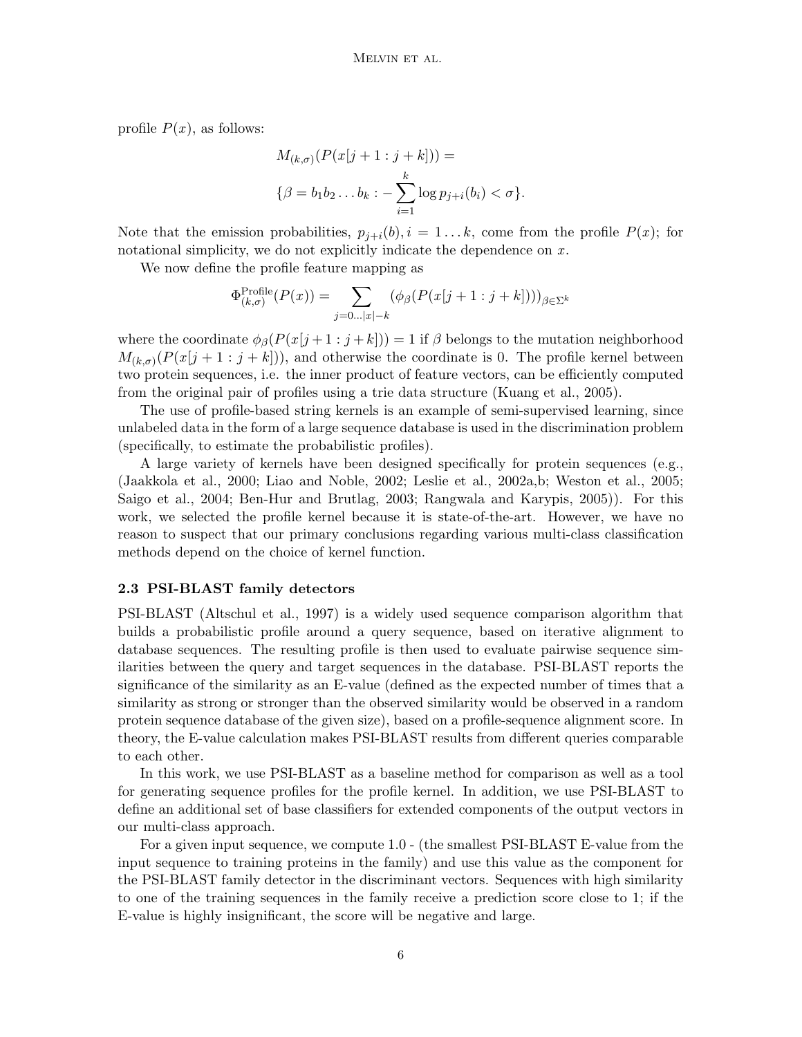profile $P(x)$, as follows:

$$M_{(k,\sigma)}(P(x[j+1:j+k])) =$$
$$\{\beta = b_1 b_2 \dots b_k : -\sum_{i=1}^{k} \log p_{j+i}(b_i) < \sigma\}.$$

Note that the emission probabilities, $p_{j+i}(b), i = 1 \dots k$, come from the profile $P(x)$; for notational simplicity, we do not explicitly indicate the dependence on $x$.

We now define the profile feature mapping as

$$\Phi^{\text{Profile}}_{(k,\sigma)}(P(x)) = \sum_{j=0 \dots |x|-k} (\phi_\beta(P(x[j+1:j+k])))_{\beta \in \Sigma^k}$$

where the coordinate $\phi_\beta(P(x[j+1:j+k])) = 1$ if $\beta$ belongs to the mutation neighborhood $M_{(k,\sigma)}(P(x[j+1:j+k]))$, and otherwise the coordinate is 0. The profile kernel between two protein sequences, i.e. the inner product of feature vectors, can be efficiently computed from the original pair of profiles using a trie data structure (Kuang et al., 2005).

The use of profile-based string kernels is an example of semi-supervised learning, since unlabeled data in the form of a large sequence database is used in the discrimination problem (specifically, to estimate the probabilistic profiles).

A large variety of kernels have been designed specifically for protein sequences (e.g., (Jaakkola et al., 2000; Liao and Noble, 2002; Leslie et al., 2002a,b; Weston et al., 2005; Saigo et al., 2004; Ben-Hur and Brutlag, 2003; Rangwala and Karypis, 2005)). For this work, we selected the profile kernel because it is state-of-the-art. However, we have no reason to suspect that our primary conclusions regarding various multi-class classification methods depend on the choice of kernel function.

### 2.3 PSI-BLAST family detectors

PSI-BLAST (Altschul et al., 1997) is a widely used sequence comparison algorithm that builds a probabilistic profile around a query sequence, based on iterative alignment to database sequences. The resulting profile is then used to evaluate pairwise sequence similarities between the query and target sequences in the database. PSI-BLAST reports the significance of the similarity as an E-value (defined as the expected number of times that a similarity as strong or stronger than the observed similarity would be observed in a random protein sequence database of the given size), based on a profile-sequence alignment score. In theory, the E-value calculation makes PSI-BLAST results from different queries comparable to each other.

In this work, we use PSI-BLAST as a baseline method for comparison as well as a tool for generating sequence profiles for the profile kernel. In addition, we use PSI-BLAST to define an additional set of base classifiers for extended components of the output vectors in our multi-class approach.

For a given input sequence, we compute 1.0 - (the smallest PSI-BLAST E-value from the input sequence to training proteins in the family) and use this value as the component for the PSI-BLAST family detector in the discriminant vectors. Sequences with high similarity to one of the training sequences in the family receive a prediction score close to 1; if the E-value is highly insignificant, the score will be negative and large.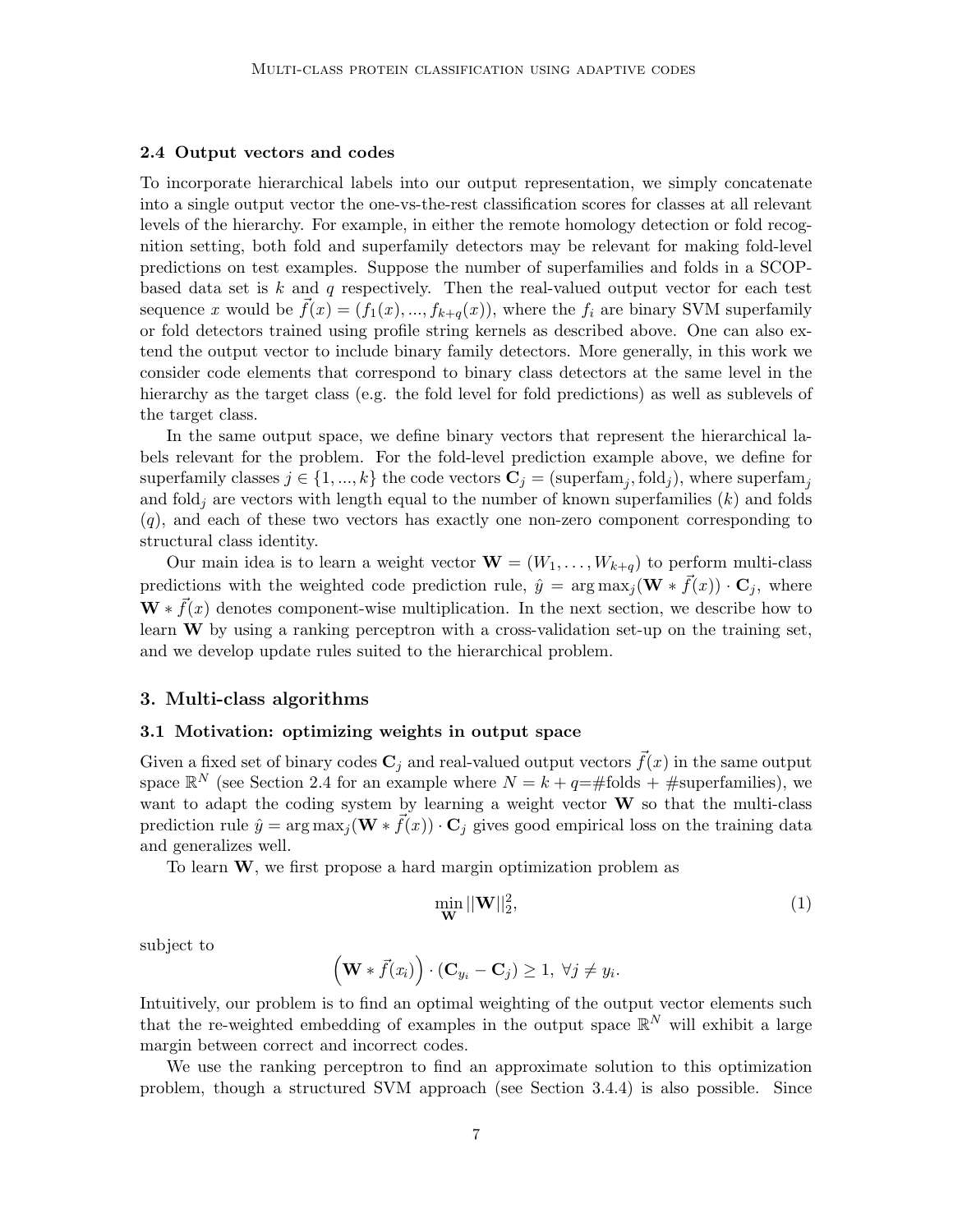### 2.4 Output vectors and codes

To incorporate hierarchical labels into our output representation, we simply concatenate into a single output vector the one-vs-the-rest classification scores for classes at all relevant levels of the hierarchy. For example, in either the remote homology detection or fold recognition setting, both fold and superfamily detectors may be relevant for making fold-level predictions on test examples. Suppose the number of superfamilies and folds in a SCOP-based data set is $k$ and $q$ respectively. Then the real-valued output vector for each test sequence $x$ would be $\vec{f}(x) = (f_1(x), ..., f_{k+q}(x))$, where the $f_i$ are binary SVM superfamily or fold detectors trained using profile string kernels as described above. One can also extend the output vector to include binary family detectors. More generally, in this work we consider code elements that correspond to binary class detectors at the same level in the hierarchy as the target class (e.g. the fold level for fold predictions) as well as sublevels of the target class.

In the same output space, we define binary vectors that represent the hierarchical labels relevant for the problem. For the fold-level prediction example above, we define for superfamily classes $j \in \{1, ..., k\}$ the code vectors $\mathbf{C}_j = (\text{superfam}_j, \text{fold}_j)$, where $\text{superfam}_j$ and $\text{fold}_j$ are vectors with length equal to the number of known superfamilies ($k$) and folds ($q$), and each of these two vectors has exactly one non-zero component corresponding to structural class identity.

Our main idea is to learn a weight vector $\mathbf{W} = (W_1, \ldots, W_{k+q})$ to perform multi-class predictions with the weighted code prediction rule, $\hat{y} = \arg\max_j (\mathbf{W} * \vec{f}(x)) \cdot \mathbf{C}_j$, where $\mathbf{W} * \vec{f}(x)$ denotes component-wise multiplication. In the next section, we describe how to learn $\mathbf{W}$ by using a ranking perceptron with a cross-validation set-up on the training set, and we develop update rules suited to the hierarchical problem.

## 3. Multi-class algorithms

### 3.1 Motivation: optimizing weights in output space

Given a fixed set of binary codes $\mathbf{C}_j$ and real-valued output vectors $\vec{f}(x)$ in the same output space $\mathbb{R}^N$ (see Section 2.4 for an example where $N = k + q = \#\text{folds} + \#\text{superfamilies}$), we want to adapt the coding system by learning a weight vector $\mathbf{W}$ so that the multi-class prediction rule $\hat{y} = \arg\max_j (\mathbf{W} * \vec{f}(x)) \cdot \mathbf{C}_j$ gives good empirical loss on the training data and generalizes well.

To learn $\mathbf{W}$, we first propose a hard margin optimization problem as

$$\min_{\mathbf{W}} ||\mathbf{W}||_2^2, \tag{1}$$

subject to

$$\left(\mathbf{W} * \vec{f}(x_i)\right) \cdot (\mathbf{C}_{y_i} - \mathbf{C}_j) \geq 1, \ \forall j \neq y_i.$$

Intuitively, our problem is to find an optimal weighting of the output vector elements such that the re-weighted embedding of examples in the output space $\mathbb{R}^N$ will exhibit a large margin between correct and incorrect codes.

We use the ranking perceptron to find an approximate solution to this optimization problem, though a structured SVM approach (see Section 3.4.4) is also possible. Since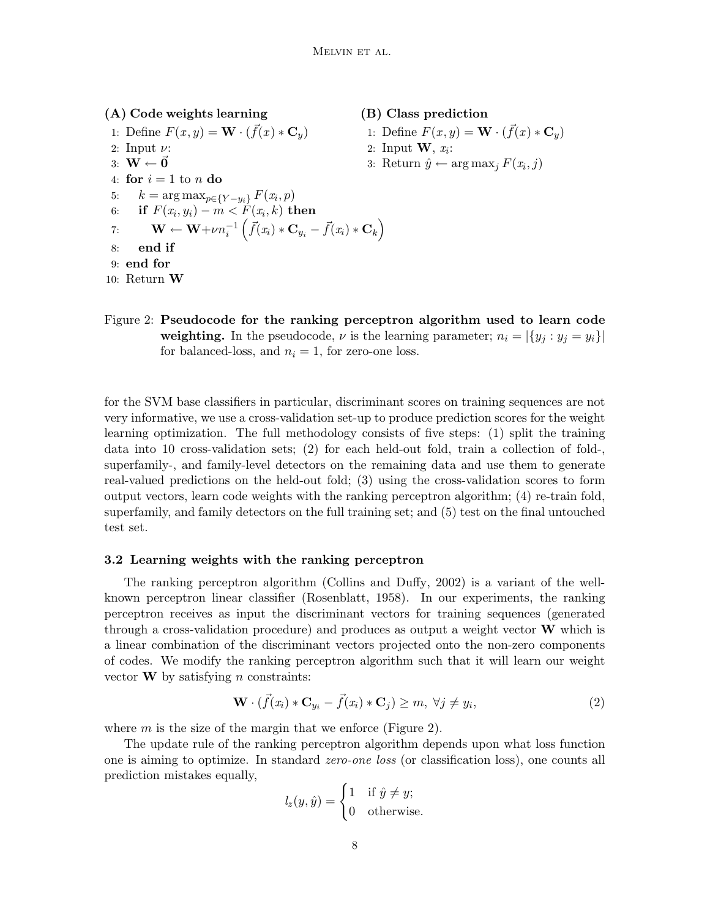**(A) Code weights learning**

```
1: Define F(x, y) = W · (f(x) * C_y)
2: Input ν:
3: W ← 0
4: for i = 1 to n do
5:     k = argmax_{p ∈ {Y − y_i}} F(x_i, p)
6:     if F(x_i, y_i) − m < F(x_i, k) then
7:         W ← W + ν n_i^{-1} (f(x_i) * C_{y_i} − f(x_i) * C_k)
8:     end if
9: end for
10: Return W
```

**(B) Class prediction**

```
1: Define F(x, y) = W · (f(x) * C_y)
2: Input W, x_i:
3: Return ŷ ← argmax_j F(x_i, j)
```

Figure 2: **Pseudocode for the ranking perceptron algorithm used to learn code weighting.** In the pseudocode, $\nu$ is the learning parameter; $n_i = |\{y_j : y_j = y_i\}|$ for balanced-loss, and $n_i = 1$, for zero-one loss.

for the SVM base classifiers in particular, discriminant scores on training sequences are not very informative, we use a cross-validation set-up to produce prediction scores for the weight learning optimization. The full methodology consists of five steps: (1) split the training data into 10 cross-validation sets; (2) for each held-out fold, train a collection of fold-, superfamily-, and family-level detectors on the remaining data and use them to generate real-valued predictions on the held-out fold; (3) using the cross-validation scores to form output vectors, learn code weights with the ranking perceptron algorithm; (4) re-train fold, superfamily, and family detectors on the full training set; and (5) test on the final untouched test set.

### 3.2 Learning weights with the ranking perceptron

The ranking perceptron algorithm (Collins and Duffy, 2002) is a variant of the well-known perceptron linear classifier (Rosenblatt, 1958). In our experiments, the ranking perceptron receives as input the discriminant vectors for training sequences (generated through a cross-validation procedure) and produces as output a weight vector $\mathbf{W}$ which is a linear combination of the discriminant vectors projected onto the non-zero components of codes. We modify the ranking perceptron algorithm such that it will learn our weight vector $\mathbf{W}$ by satisfying $n$ constraints:

$$\mathbf{W} \cdot (\vec{f}(x_i) * \mathbf{C}_{y_i} - \vec{f}(x_i) * \mathbf{C}_j) \geq m, \ \forall j \neq y_i, \tag{2}$$

where $m$ is the size of the margin that we enforce (Figure 2).

The update rule of the ranking perceptron algorithm depends upon what loss function one is aiming to optimize. In standard *zero-one loss* (or classification loss), one counts all prediction mistakes equally,

$$l_z(y, \hat{y}) = \begin{cases} 1 & \text{if } \hat{y} \neq y; \\ 0 & \text{otherwise.} \end{cases}$$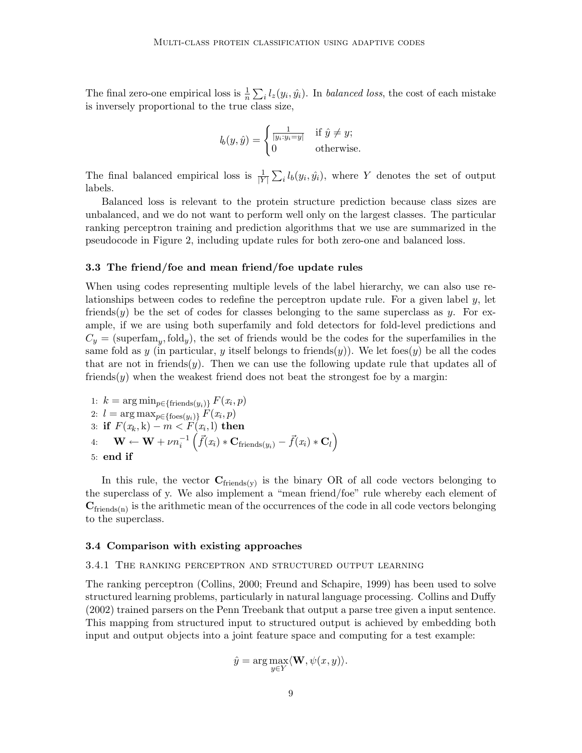The final zero-one empirical loss is $\frac{1}{n}\sum_i l_z(y_i, \hat{y_i})$. In *balanced loss*, the cost of each mistake is inversely proportional to the true class size,

$$l_b(y, \hat{y}) = \begin{cases} \frac{1}{|y_i : y_i = y|} & \text{if } \hat{y} \neq y; \\ 0 & \text{otherwise.} \end{cases}$$

The final balanced empirical loss is $\frac{1}{|Y|}\sum_i l_b(y_i, \hat{y_i})$, where $Y$ denotes the set of output labels.

Balanced loss is relevant to the protein structure prediction because class sizes are unbalanced, and we do not want to perform well only on the largest classes. The particular ranking perceptron training and prediction algorithms that we use are summarized in the pseudocode in Figure 2, including update rules for both zero-one and balanced loss.

### 3.3 The friend/foe and mean friend/foe update rules

When using codes representing multiple levels of the label hierarchy, we can also use relationships between codes to redefine the perceptron update rule. For a given label $y$, let friends($y$) be the set of codes for classes belonging to the same superclass as $y$. For example, if we are using both superfamily and fold detectors for fold-level predictions and $C_y = (\text{superfam}_y, \text{fold}_y)$, the set of friends would be the codes for the superfamilies in the same fold as $y$ (in particular, $y$ itself belongs to friends($y$)). We let foes($y$) be all the codes that are not in friends($y$). Then we can use the following update rule that updates all of friends($y$) when the weakest friend does not beat the strongest foe by a margin:

1: $k = \arg\min_{p \in \{\text{friends}(y_i)\}} F(x_i, p)$
2: $l = \arg\max_{p \in \{\text{foes}(y_i)\}} F(x_i, p)$
3: **if** $F(x_k, \mathrm{k}) - m < F(x_i, \mathrm{l})$ **then**
4: $\quad \mathbf{W} \leftarrow \mathbf{W} + \nu n_i^{-1}\left(\vec{f}(x_i) * \mathbf{C}_{\text{friends}(y_i)} - \vec{f}(x_i) * \mathbf{C}_l\right)$
5: **end if**

In this rule, the vector $\mathbf{C}_{\text{friends(y)}}$ is the binary OR of all code vectors belonging to the superclass of y. We also implement a "mean friend/foe" rule whereby each element of $\mathbf{C}_{\text{friends(n)}}$ is the arithmetic mean of the occurrences of the code in all code vectors belonging to the superclass.

### 3.4 Comparison with existing approaches

#### 3.4.1 The ranking perceptron and structured output learning

The ranking perceptron (Collins, 2000; Freund and Schapire, 1999) has been used to solve structured learning problems, particularly in natural language processing. Collins and Duffy (2002) trained parsers on the Penn Treebank that output a parse tree given a input sentence. This mapping from structured input to structured output is achieved by embedding both input and output objects into a joint feature space and computing for a test example:

$$\hat{y} = \arg\max_{y \in Y} \langle \mathbf{W}, \psi(x, y) \rangle.$$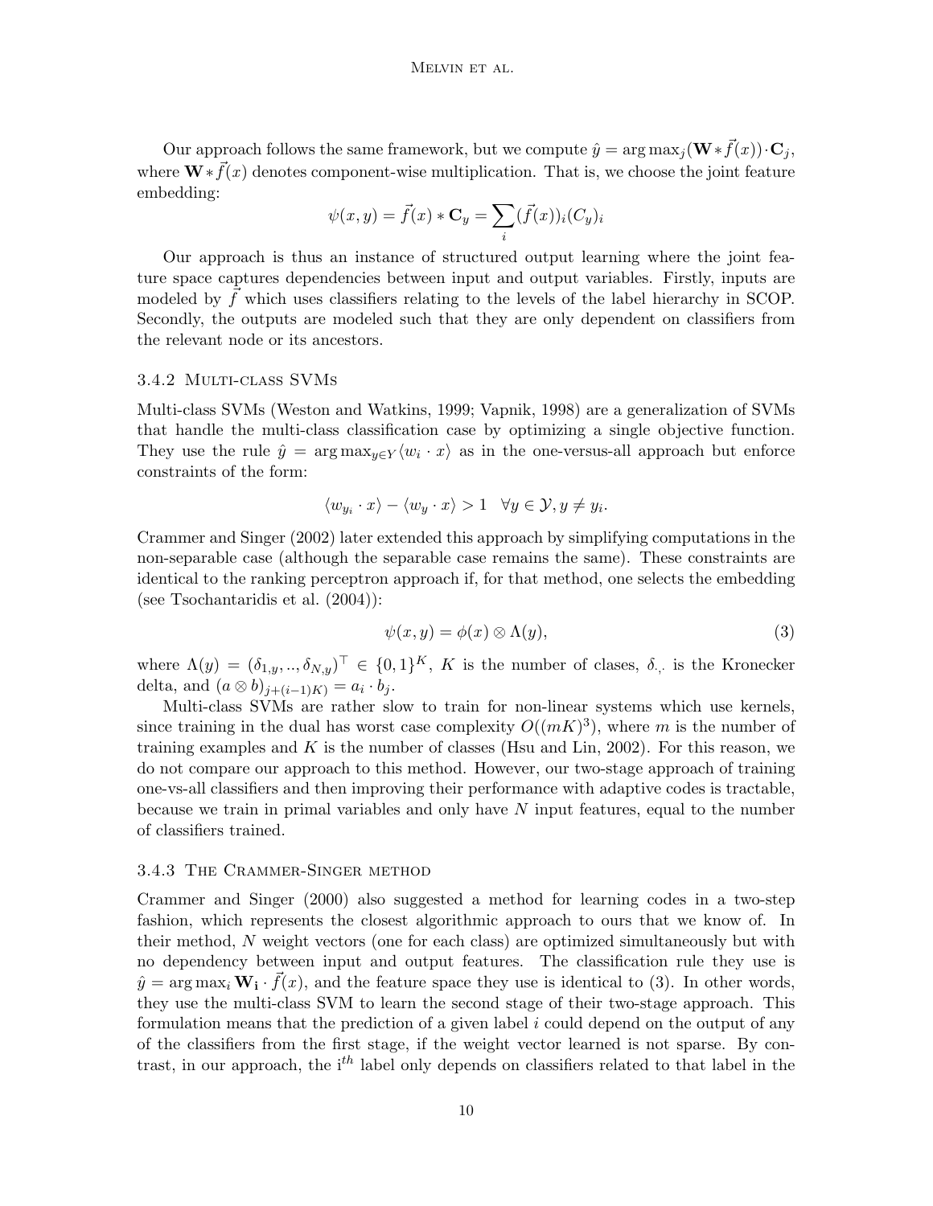Our approach follows the same framework, but we compute $\hat{y} = \arg\max_j (\mathbf{W} * \vec{f}(x)) \cdot \mathbf{C}_j$, where $\mathbf{W} * \vec{f}(x)$ denotes component-wise multiplication. That is, we choose the joint feature embedding:

$$\psi(x, y) = \vec{f}(x) * \mathbf{C}_y = \sum_i (\vec{f}(x))_i (C_y)_i$$

Our approach is thus an instance of structured output learning where the joint feature space captures dependencies between input and output variables. Firstly, inputs are modeled by $\vec{f}$ which uses classifiers relating to the levels of the label hierarchy in SCOP. Secondly, the outputs are modeled such that they are only dependent on classifiers from the relevant node or its ancestors.

### 3.4.2 Multi-class SVMs

Multi-class SVMs (Weston and Watkins, 1999; Vapnik, 1998) are a generalization of SVMs that handle the multi-class classification case by optimizing a single objective function. They use the rule $\hat{y} = \arg\max_{y \in Y} \langle w_i \cdot x \rangle$ as in the one-versus-all approach but enforce constraints of the form:

$$\langle w_{y_i} \cdot x \rangle - \langle w_y \cdot x \rangle > 1 \quad \forall y \in \mathcal{Y}, y \neq y_i.$$

Crammer and Singer (2002) later extended this approach by simplifying computations in the non-separable case (although the separable case remains the same). These constraints are identical to the ranking perceptron approach if, for that method, one selects the embedding (see Tsochantaridis et al. (2004)):

$$\psi(x, y) = \phi(x) \otimes \Lambda(y), \tag{3}$$

where $\Lambda(y) = (\delta_{1,y}, .., \delta_{N,y})^\top \in \{0, 1\}^K$, $K$ is the number of clases, $\delta_{\cdot,\cdot}$ is the Kronecker delta, and $(a \otimes b)_{j+(i-1)K)} = a_i \cdot b_j$.

Multi-class SVMs are rather slow to train for non-linear systems which use kernels, since training in the dual has worst case complexity $O((mK)^3)$, where $m$ is the number of training examples and $K$ is the number of classes (Hsu and Lin, 2002). For this reason, we do not compare our approach to this method. However, our two-stage approach of training one-vs-all classifiers and then improving their performance with adaptive codes is tractable, because we train in primal variables and only have $N$ input features, equal to the number of classifiers trained.

### 3.4.3 The Crammer-Singer method

Crammer and Singer (2000) also suggested a method for learning codes in a two-step fashion, which represents the closest algorithmic approach to ours that we know of. In their method, $N$ weight vectors (one for each class) are optimized simultaneously but with no dependency between input and output features. The classification rule they use is $\hat{y} = \arg\max_i \mathbf{W_i} \cdot \vec{f}(x)$, and the feature space they use is identical to (3). In other words, they use the multi-class SVM to learn the second stage of their two-stage approach. This formulation means that the prediction of a given label $i$ could depend on the output of any of the classifiers from the first stage, if the weight vector learned is not sparse. By contrast, in our approach, the i$^{th}$ label only depends on classifiers related to that label in the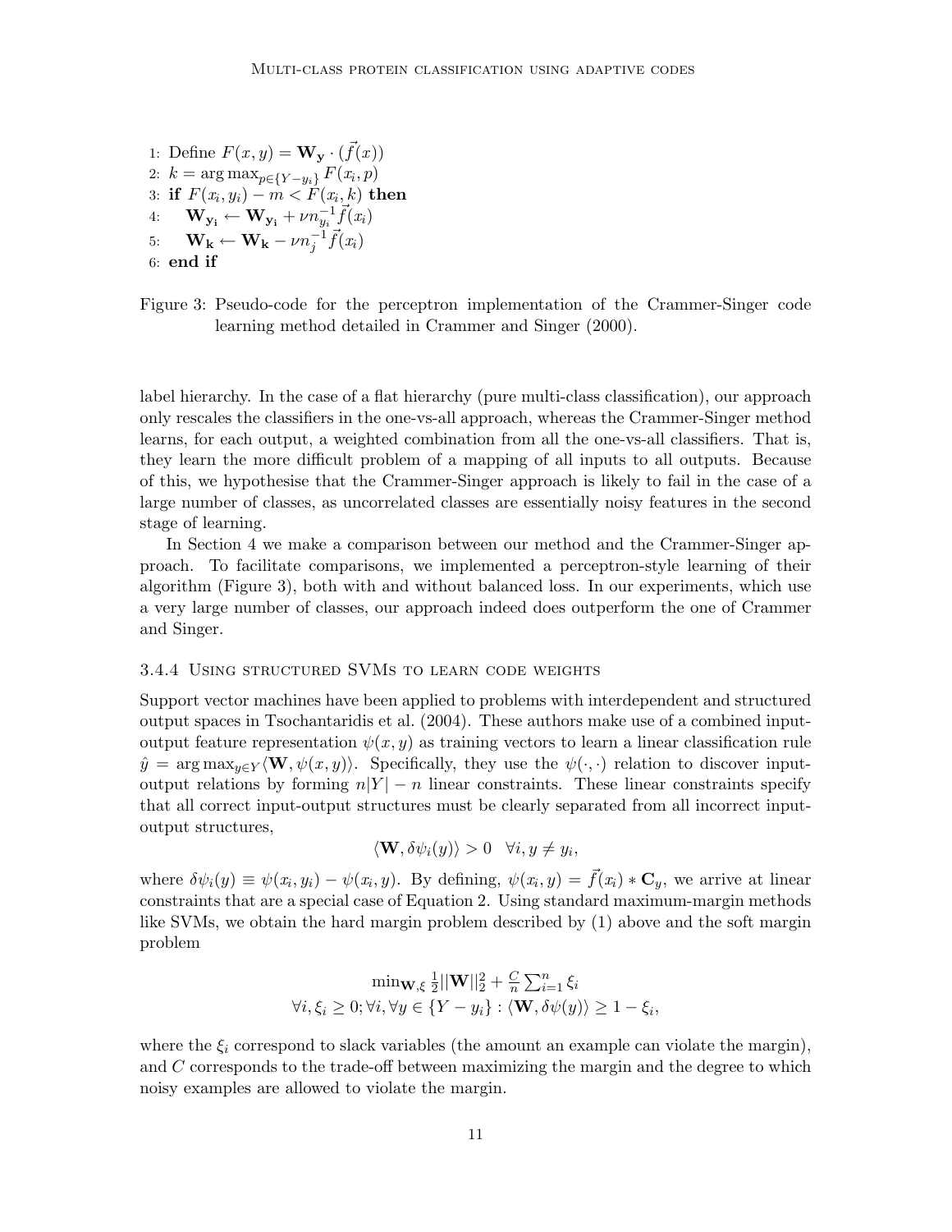```
1: Define F(x, y) = W_y · (f(x))
2: k = arg max_{p∈{Y−y_i}} F(x_i, p)
3: if F(x_i, y_i) − m < F(x_i, k) then
4:     W_{y_i} ← W_{y_i} + ν n_{y_i}^{-1} f(x_i)
5:     W_k ← W_k − ν n_j^{-1} f(x_i)
6: end if
```

Figure 3: Pseudo-code for the perceptron implementation of the Crammer-Singer code learning method detailed in Crammer and Singer (2000).

label hierarchy. In the case of a flat hierarchy (pure multi-class classification), our approach only rescales the classifiers in the one-vs-all approach, whereas the Crammer-Singer method learns, for each output, a weighted combination from all the one-vs-all classifiers. That is, they learn the more difficult problem of a mapping of all inputs to all outputs. Because of this, we hypothesise that the Crammer-Singer approach is likely to fail in the case of a large number of classes, as uncorrelated classes are essentially noisy features in the second stage of learning.

In Section 4 we make a comparison between our method and the Crammer-Singer approach. To facilitate comparisons, we implemented a perceptron-style learning of their algorithm (Figure 3), both with and without balanced loss. In our experiments, which use a very large number of classes, our approach indeed does outperform the one of Crammer and Singer.

#### 3.4.4 Using structured SVMs to learn code weights

Support vector machines have been applied to problems with interdependent and structured output spaces in Tsochantaridis et al. (2004). These authors make use of a combined input-output feature representation $\psi(x, y)$ as training vectors to learn a linear classification rule $\hat{y} = \arg\max_{y \in Y} \langle \mathbf{W}, \psi(x, y) \rangle$. Specifically, they use the $\psi(\cdot, \cdot)$ relation to discover input-output relations by forming $n|Y| - n$ linear constraints. These linear constraints specify that all correct input-output structures must be clearly separated from all incorrect input-output structures,

$$\langle \mathbf{W}, \delta\psi_i(y) \rangle > 0 \quad \forall i, y \neq y_i,$$

where $\delta\psi_i(y) \equiv \psi(x_i, y_i) - \psi(x_i, y)$. By defining, $\psi(x_i, y) = \vec{f}(x_i) * \mathbf{C}_y$, we arrive at linear constraints that are a special case of Equation 2. Using standard maximum-margin methods like SVMs, we obtain the hard margin problem described by (1) above and the soft margin problem

$$\min_{\mathbf{W},\xi} \tfrac{1}{2}||\mathbf{W}||_2^2 + \tfrac{C}{n}\sum_{i=1}^{n} \xi_i$$
$$\forall i, \xi_i \geq 0; \forall i, \forall y \in \{Y - y_i\} : \langle \mathbf{W}, \delta\psi(y) \rangle \geq 1 - \xi_i,$$

where the $\xi_i$ correspond to slack variables (the amount an example can violate the margin), and $C$ corresponds to the trade-off between maximizing the margin and the degree to which noisy examples are allowed to violate the margin.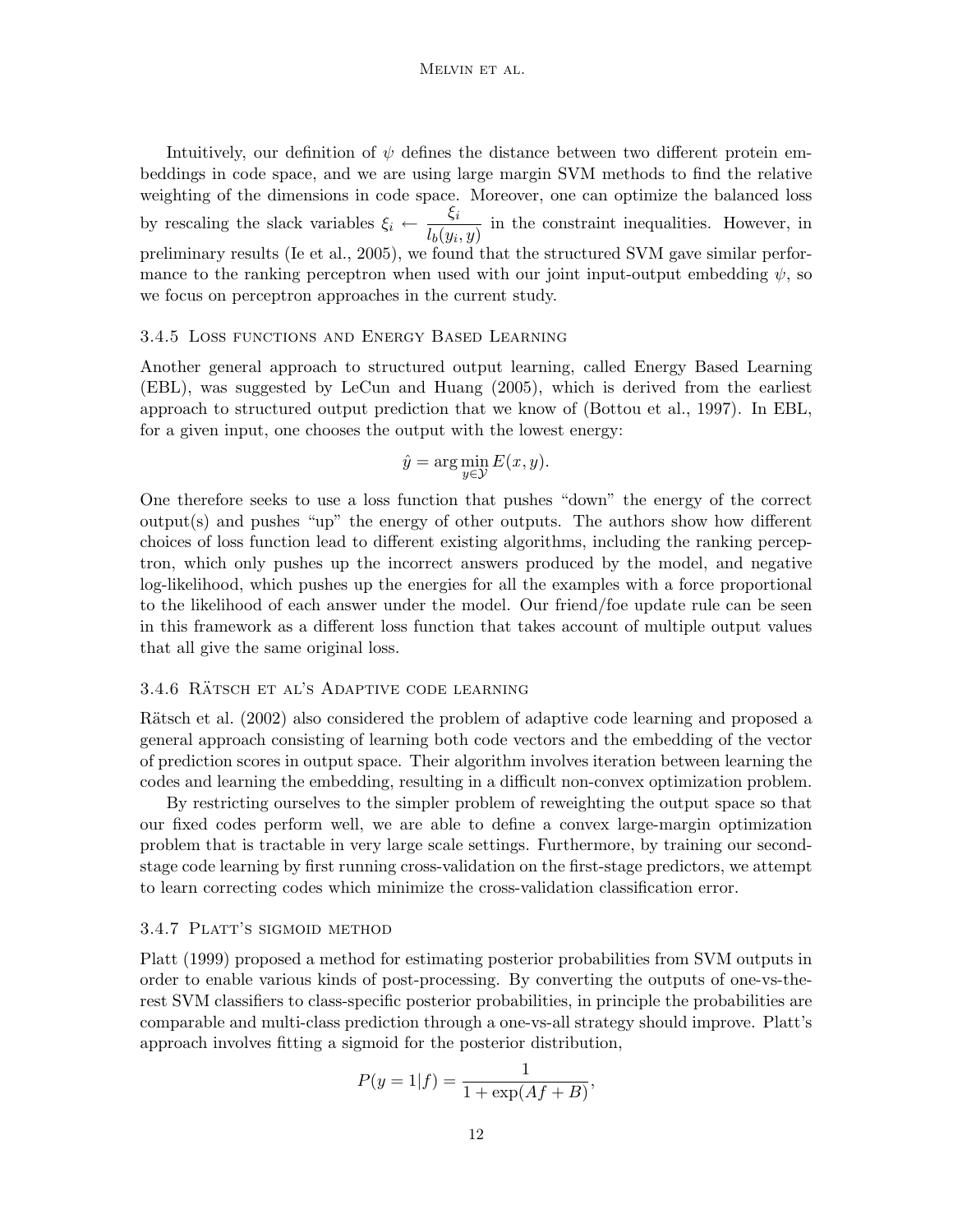Intuitively, our definition of $\psi$ defines the distance between two different protein embeddings in code space, and we are using large margin SVM methods to find the relative weighting of the dimensions in code space. Moreover, one can optimize the balanced loss by rescaling the slack variables $\xi_i \leftarrow \frac{\xi_i}{l_b(y_i, y)}$ in the constraint inequalities. However, in preliminary results (Ie et al., 2005), we found that the structured SVM gave similar performance to the ranking perceptron when used with our joint input-output embedding $\psi$, so we focus on perceptron approaches in the current study.

### 3.4.5 Loss functions and Energy Based Learning

Another general approach to structured output learning, called Energy Based Learning (EBL), was suggested by LeCun and Huang (2005), which is derived from the earliest approach to structured output prediction that we know of (Bottou et al., 1997). In EBL, for a given input, one chooses the output with the lowest energy:

$$\hat{y} = \arg\min_{y \in \mathcal{Y}} E(x, y).$$

One therefore seeks to use a loss function that pushes "down" the energy of the correct output(s) and pushes "up" the energy of other outputs. The authors show how different choices of loss function lead to different existing algorithms, including the ranking perceptron, which only pushes up the incorrect answers produced by the model, and negative log-likelihood, which pushes up the energies for all the examples with a force proportional to the likelihood of each answer under the model. Our friend/foe update rule can be seen in this framework as a different loss function that takes account of multiple output values that all give the same original loss.

### 3.4.6 Rätsch et al's Adaptive code learning

Rätsch et al. (2002) also considered the problem of adaptive code learning and proposed a general approach consisting of learning both code vectors and the embedding of the vector of prediction scores in output space. Their algorithm involves iteration between learning the codes and learning the embedding, resulting in a difficult non-convex optimization problem.

By restricting ourselves to the simpler problem of reweighting the output space so that our fixed codes perform well, we are able to define a convex large-margin optimization problem that is tractable in very large scale settings. Furthermore, by training our second-stage code learning by first running cross-validation on the first-stage predictors, we attempt to learn correcting codes which minimize the cross-validation classification error.

### 3.4.7 Platt's sigmoid method

Platt (1999) proposed a method for estimating posterior probabilities from SVM outputs in order to enable various kinds of post-processing. By converting the outputs of one-vs-the-rest SVM classifiers to class-specific posterior probabilities, in principle the probabilities are comparable and multi-class prediction through a one-vs-all strategy should improve. Platt's approach involves fitting a sigmoid for the posterior distribution,

$$P(y = 1|f) = \frac{1}{1 + \exp(Af + B)},$$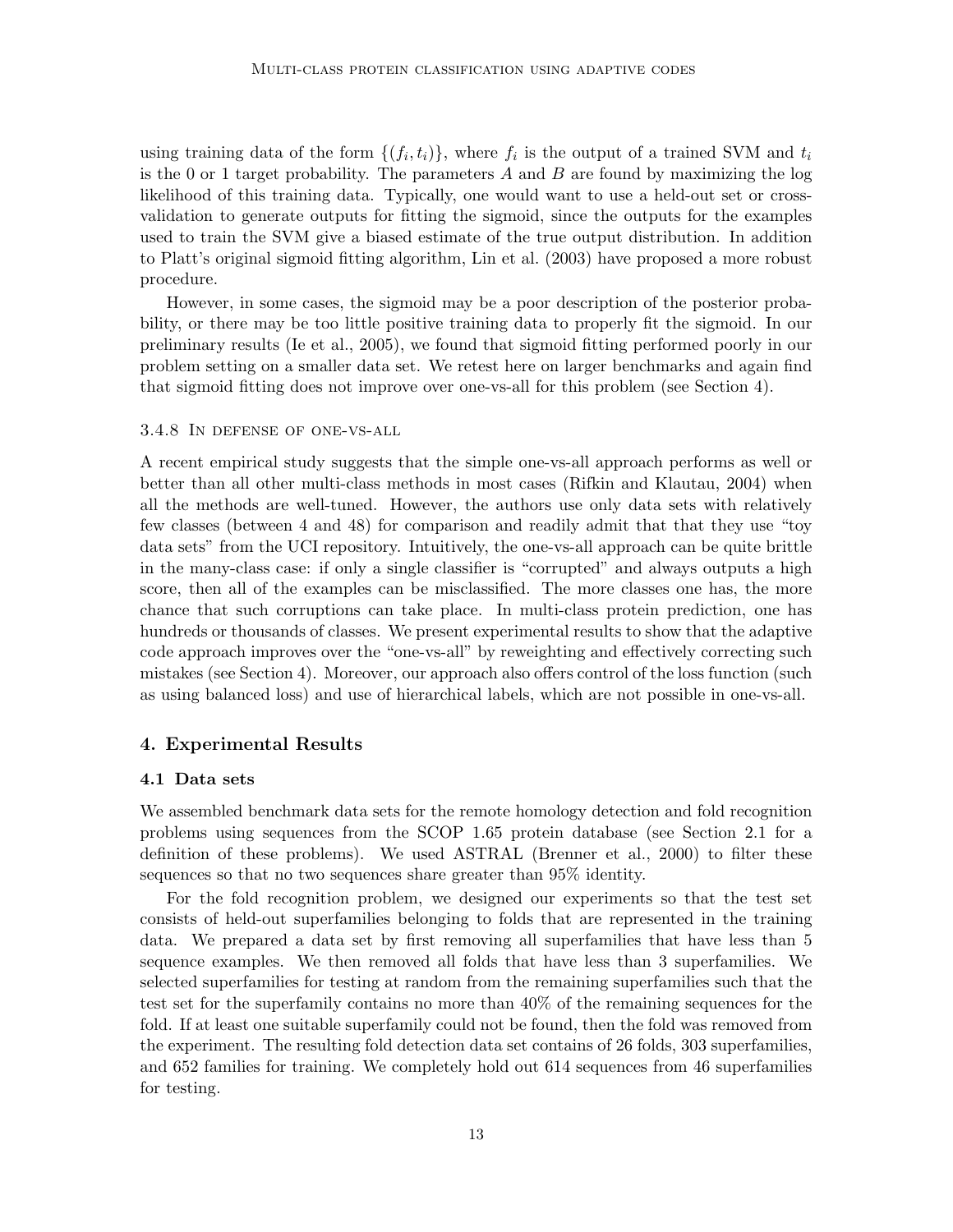using training data of the form $\{(f_i, t_i)\}$, where $f_i$ is the output of a trained SVM and $t_i$ is the 0 or 1 target probability. The parameters $A$ and $B$ are found by maximizing the log likelihood of this training data. Typically, one would want to use a held-out set or cross-validation to generate outputs for fitting the sigmoid, since the outputs for the examples used to train the SVM give a biased estimate of the true output distribution. In addition to Platt's original sigmoid fitting algorithm, Lin et al. (2003) have proposed a more robust procedure.

However, in some cases, the sigmoid may be a poor description of the posterior probability, or there may be too little positive training data to properly fit the sigmoid. In our preliminary results (Ie et al., 2005), we found that sigmoid fitting performed poorly in our problem setting on a smaller data set. We retest here on larger benchmarks and again find that sigmoid fitting does not improve over one-vs-all for this problem (see Section 4).

#### 3.4.8 In defense of one-vs-all

A recent empirical study suggests that the simple one-vs-all approach performs as well or better than all other multi-class methods in most cases (Rifkin and Klautau, 2004) when all the methods are well-tuned. However, the authors use only data sets with relatively few classes (between 4 and 48) for comparison and readily admit that that they use "toy data sets" from the UCI repository. Intuitively, the one-vs-all approach can be quite brittle in the many-class case: if only a single classifier is "corrupted" and always outputs a high score, then all of the examples can be misclassified. The more classes one has, the more chance that such corruptions can take place. In multi-class protein prediction, one has hundreds or thousands of classes. We present experimental results to show that the adaptive code approach improves over the "one-vs-all" by reweighting and effectively correcting such mistakes (see Section 4). Moreover, our approach also offers control of the loss function (such as using balanced loss) and use of hierarchical labels, which are not possible in one-vs-all.

## 4. Experimental Results

### 4.1 Data sets

We assembled benchmark data sets for the remote homology detection and fold recognition problems using sequences from the SCOP 1.65 protein database (see Section 2.1 for a definition of these problems). We used ASTRAL (Brenner et al., 2000) to filter these sequences so that no two sequences share greater than 95% identity.

For the fold recognition problem, we designed our experiments so that the test set consists of held-out superfamilies belonging to folds that are represented in the training data. We prepared a data set by first removing all superfamilies that have less than 5 sequence examples. We then removed all folds that have less than 3 superfamilies. We selected superfamilies for testing at random from the remaining superfamilies such that the test set for the superfamily contains no more than 40% of the remaining sequences for the fold. If at least one suitable superfamily could not be found, then the fold was removed from the experiment. The resulting fold detection data set contains of 26 folds, 303 superfamilies, and 652 families for training. We completely hold out 614 sequences from 46 superfamilies for testing.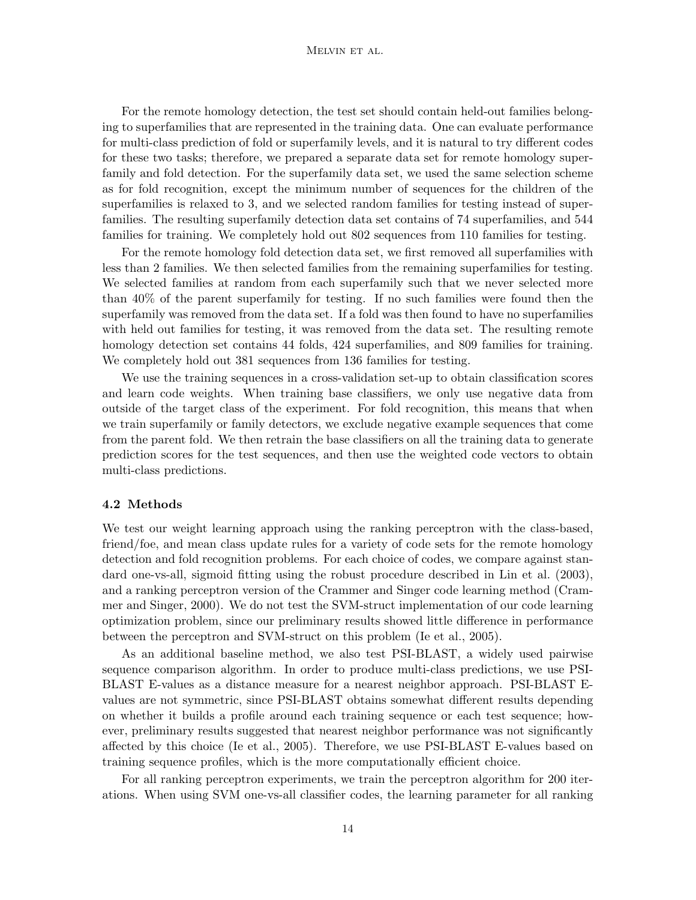For the remote homology detection, the test set should contain held-out families belonging to superfamilies that are represented in the training data. One can evaluate performance for multi-class prediction of fold or superfamily levels, and it is natural to try different codes for these two tasks; therefore, we prepared a separate data set for remote homology superfamily and fold detection. For the superfamily data set, we used the same selection scheme as for fold recognition, except the minimum number of sequences for the children of the superfamilies is relaxed to 3, and we selected random families for testing instead of superfamilies. The resulting superfamily detection data set contains of 74 superfamilies, and 544 families for training. We completely hold out 802 sequences from 110 families for testing.

For the remote homology fold detection data set, we first removed all superfamilies with less than 2 families. We then selected families from the remaining superfamilies for testing. We selected families at random from each superfamily such that we never selected more than 40% of the parent superfamily for testing. If no such families were found then the superfamily was removed from the data set. If a fold was then found to have no superfamilies with held out families for testing, it was removed from the data set. The resulting remote homology detection set contains 44 folds, 424 superfamilies, and 809 families for training. We completely hold out 381 sequences from 136 families for testing.

We use the training sequences in a cross-validation set-up to obtain classification scores and learn code weights. When training base classifiers, we only use negative data from outside of the target class of the experiment. For fold recognition, this means that when we train superfamily or family detectors, we exclude negative example sequences that come from the parent fold. We then retrain the base classifiers on all the training data to generate prediction scores for the test sequences, and then use the weighted code vectors to obtain multi-class predictions.

### 4.2 Methods

We test our weight learning approach using the ranking perceptron with the class-based, friend/foe, and mean class update rules for a variety of code sets for the remote homology detection and fold recognition problems. For each choice of codes, we compare against standard one-vs-all, sigmoid fitting using the robust procedure described in Lin et al. (2003), and a ranking perceptron version of the Crammer and Singer code learning method (Crammer and Singer, 2000). We do not test the SVM-struct implementation of our code learning optimization problem, since our preliminary results showed little difference in performance between the perceptron and SVM-struct on this problem (Ie et al., 2005).

As an additional baseline method, we also test PSI-BLAST, a widely used pairwise sequence comparison algorithm. In order to produce multi-class predictions, we use PSI-BLAST E-values as a distance measure for a nearest neighbor approach. PSI-BLAST E-values are not symmetric, since PSI-BLAST obtains somewhat different results depending on whether it builds a profile around each training sequence or each test sequence; however, preliminary results suggested that nearest neighbor performance was not significantly affected by this choice (Ie et al., 2005). Therefore, we use PSI-BLAST E-values based on training sequence profiles, which is the more computationally efficient choice.

For all ranking perceptron experiments, we train the perceptron algorithm for 200 iterations. When using SVM one-vs-all classifier codes, the learning parameter for all ranking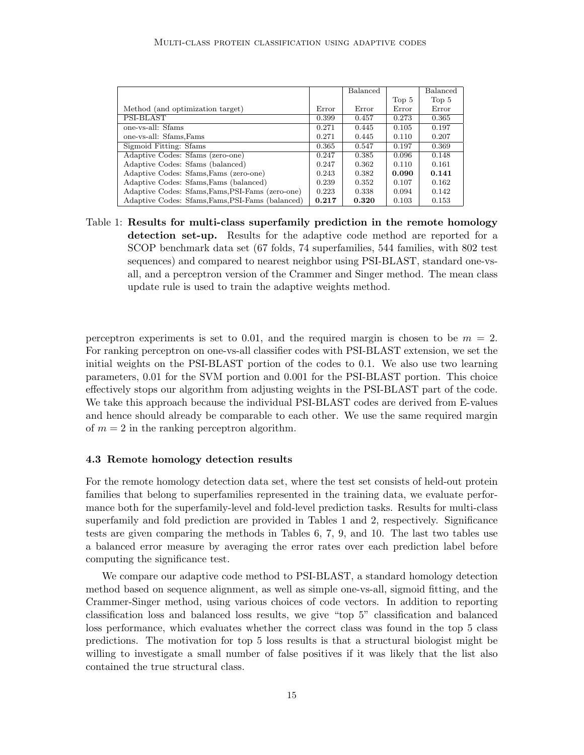| Method (and optimization target) | Error | Balanced Error | Top 5 Error | Balanced Top 5 Error |
|---|---|---|---|---|
| PSI-BLAST | 0.399 | 0.457 | 0.273 | 0.365 |
| one-vs-all: Sfams | 0.271 | 0.445 | 0.105 | 0.197 |
| one-vs-all: Sfams,Fams | 0.271 | 0.445 | 0.110 | 0.207 |
| Sigmoid Fitting: Sfams | 0.365 | 0.547 | 0.197 | 0.369 |
| Adaptive Codes: Sfams (zero-one) | 0.247 | 0.385 | 0.096 | 0.148 |
| Adaptive Codes: Sfams (balanced) | 0.247 | 0.362 | 0.110 | 0.161 |
| Adaptive Codes: Sfams,Fams (zero-one) | 0.243 | 0.382 | **0.090** | **0.141** |
| Adaptive Codes: Sfams,Fams (balanced) | 0.239 | 0.352 | 0.107 | 0.162 |
| Adaptive Codes: Sfams,Fams,PSI-Fams (zero-one) | 0.223 | 0.338 | 0.094 | 0.142 |
| Adaptive Codes: Sfams,Fams,PSI-Fams (balanced) | **0.217** | **0.320** | 0.103 | 0.153 |

Table 1: **Results for multi-class superfamily prediction in the remote homology detection set-up.** Results for the adaptive code method are reported for a SCOP benchmark data set (67 folds, 74 superfamilies, 544 families, with 802 test sequences) and compared to nearest neighbor using PSI-BLAST, standard one-vs-all, and a perceptron version of the Crammer and Singer method. The mean class update rule is used to train the adaptive weights method.

perceptron experiments is set to 0.01, and the required margin is chosen to be $m = 2$. For ranking perceptron on one-vs-all classifier codes with PSI-BLAST extension, we set the initial weights on the PSI-BLAST portion of the codes to 0.1. We also use two learning parameters, 0.01 for the SVM portion and 0.001 for the PSI-BLAST portion. This choice effectively stops our algorithm from adjusting weights in the PSI-BLAST part of the code. We take this approach because the individual PSI-BLAST codes are derived from E-values and hence should already be comparable to each other. We use the same required margin of $m = 2$ in the ranking perceptron algorithm.

### 4.3 Remote homology detection results

For the remote homology detection data set, where the test set consists of held-out protein families that belong to superfamilies represented in the training data, we evaluate performance both for the superfamily-level and fold-level prediction tasks. Results for multi-class superfamily and fold prediction are provided in Tables 1 and 2, respectively. Significance tests are given comparing the methods in Tables 6, 7, 9, and 10. The last two tables use a balanced error measure by averaging the error rates over each prediction label before computing the significance test.

We compare our adaptive code method to PSI-BLAST, a standard homology detection method based on sequence alignment, as well as simple one-vs-all, sigmoid fitting, and the Crammer-Singer method, using various choices of code vectors. In addition to reporting classification loss and balanced loss results, we give "top 5" classification and balanced loss performance, which evaluates whether the correct class was found in the top 5 class predictions. The motivation for top 5 loss results is that a structural biologist might be willing to investigate a small number of false positives if it was likely that the list also contained the true structural class.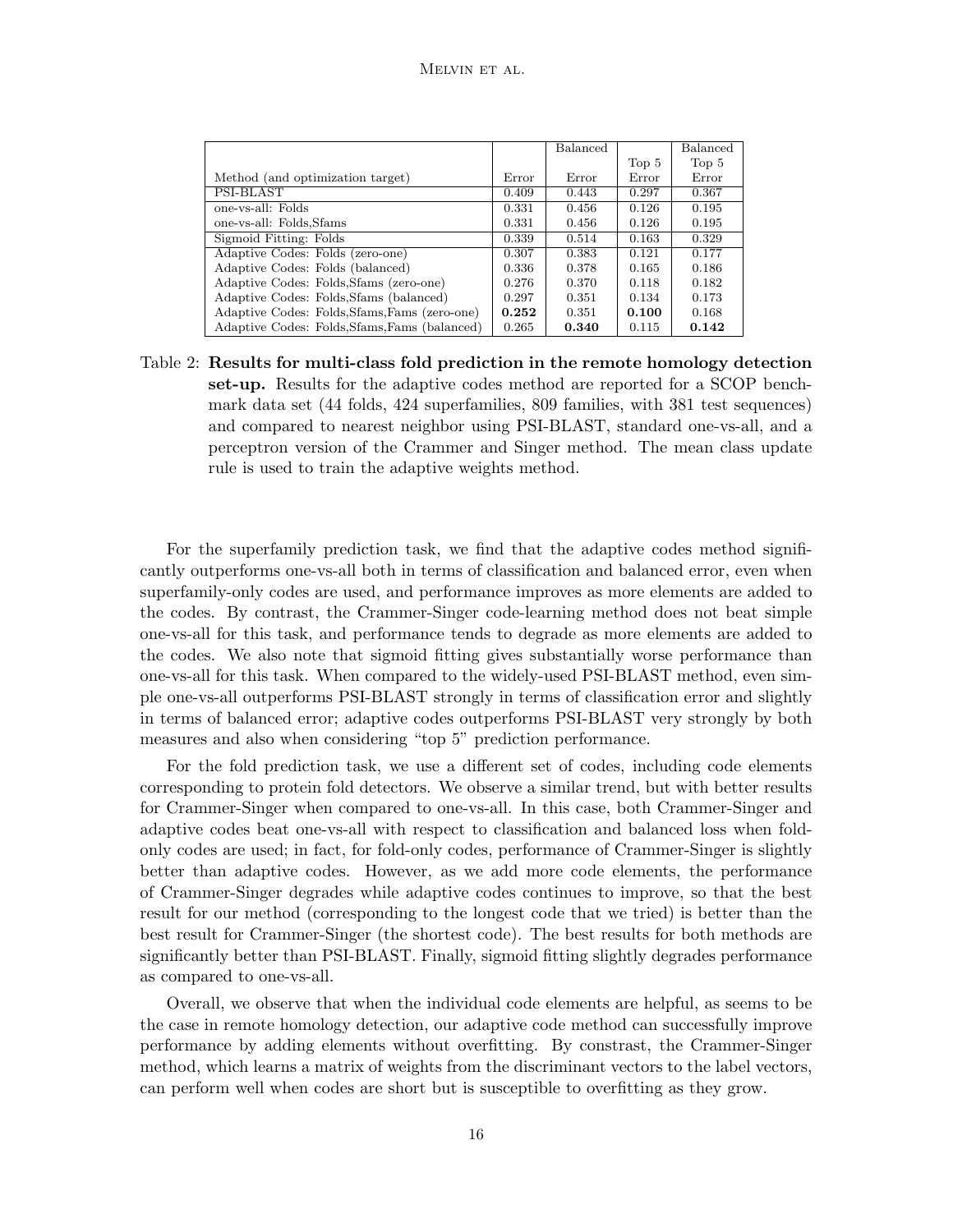| Method (and optimization target) | Error | Balanced Error | Top 5 Error | Balanced Top 5 Error |
|---|---|---|---|---|
| PSI-BLAST | 0.409 | 0.443 | 0.297 | 0.367 |
| one-vs-all: Folds | 0.331 | 0.456 | 0.126 | 0.195 |
| one-vs-all: Folds,Sfams | 0.331 | 0.456 | 0.126 | 0.195 |
| Sigmoid Fitting: Folds | 0.339 | 0.514 | 0.163 | 0.329 |
| Adaptive Codes: Folds (zero-one) | 0.307 | 0.383 | 0.121 | 0.177 |
| Adaptive Codes: Folds (balanced) | 0.336 | 0.378 | 0.165 | 0.186 |
| Adaptive Codes: Folds,Sfams (zero-one) | 0.276 | 0.370 | 0.118 | 0.182 |
| Adaptive Codes: Folds,Sfams (balanced) | 0.297 | 0.351 | 0.134 | 0.173 |
| Adaptive Codes: Folds,Sfams,Fams (zero-one) | **0.252** | 0.351 | **0.100** | 0.168 |
| Adaptive Codes: Folds,Sfams,Fams (balanced) | 0.265 | **0.340** | 0.115 | **0.142** |

Table 2: **Results for multi-class fold prediction in the remote homology detection set-up.** Results for the adaptive codes method are reported for a SCOP benchmark data set (44 folds, 424 superfamilies, 809 families, with 381 test sequences) and compared to nearest neighbor using PSI-BLAST, standard one-vs-all, and a perceptron version of the Crammer and Singer method. The mean class update rule is used to train the adaptive weights method.

For the superfamily prediction task, we find that the adaptive codes method significantly outperforms one-vs-all both in terms of classification and balanced error, even when superfamily-only codes are used, and performance improves as more elements are added to the codes. By contrast, the Crammer-Singer code-learning method does not beat simple one-vs-all for this task, and performance tends to degrade as more elements are added to the codes. We also note that sigmoid fitting gives substantially worse performance than one-vs-all for this task. When compared to the widely-used PSI-BLAST method, even simple one-vs-all outperforms PSI-BLAST strongly in terms of classification error and slightly in terms of balanced error; adaptive codes outperforms PSI-BLAST very strongly by both measures and also when considering "top 5" prediction performance.

For the fold prediction task, we use a different set of codes, including code elements corresponding to protein fold detectors. We observe a similar trend, but with better results for Crammer-Singer when compared to one-vs-all. In this case, both Crammer-Singer and adaptive codes beat one-vs-all with respect to classification and balanced loss when fold-only codes are used; in fact, for fold-only codes, performance of Crammer-Singer is slightly better than adaptive codes. However, as we add more code elements, the performance of Crammer-Singer degrades while adaptive codes continues to improve, so that the best result for our method (corresponding to the longest code that we tried) is better than the best result for Crammer-Singer (the shortest code). The best results for both methods are significantly better than PSI-BLAST. Finally, sigmoid fitting slightly degrades performance as compared to one-vs-all.

Overall, we observe that when the individual code elements are helpful, as seems to be the case in remote homology detection, our adaptive code method can successfully improve performance by adding elements without overfitting. By constrast, the Crammer-Singer method, which learns a matrix of weights from the discriminant vectors to the label vectors, can perform well when codes are short but is susceptible to overfitting as they grow.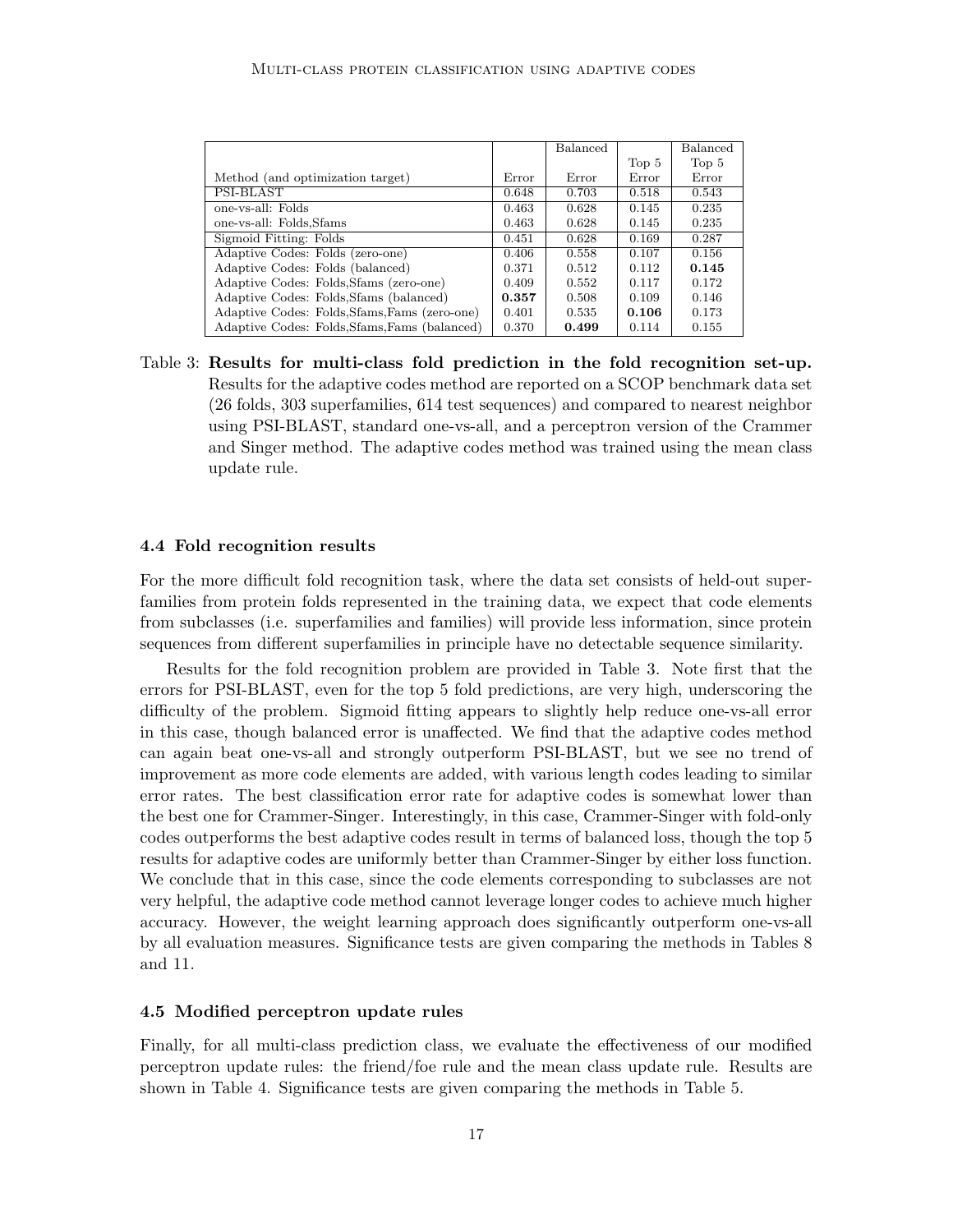| Method (and optimization target) | Error | Balanced Error | Top 5 Error | Balanced Top 5 Error |
|---|---|---|---|---|
| PSI-BLAST | 0.648 | 0.703 | 0.518 | 0.543 |
| one-vs-all: Folds | 0.463 | 0.628 | 0.145 | 0.235 |
| one-vs-all: Folds,Sfams | 0.463 | 0.628 | 0.145 | 0.235 |
| Sigmoid Fitting: Folds | 0.451 | 0.628 | 0.169 | 0.287 |
| Adaptive Codes: Folds (zero-one) | 0.406 | 0.558 | 0.107 | 0.156 |
| Adaptive Codes: Folds (balanced) | 0.371 | 0.512 | 0.112 | **0.145** |
| Adaptive Codes: Folds,Sfams (zero-one) | 0.409 | 0.552 | 0.117 | 0.172 |
| Adaptive Codes: Folds,Sfams (balanced) | **0.357** | 0.508 | 0.109 | 0.146 |
| Adaptive Codes: Folds,Sfams,Fams (zero-one) | 0.401 | 0.535 | **0.106** | 0.173 |
| Adaptive Codes: Folds,Sfams,Fams (balanced) | 0.370 | **0.499** | 0.114 | 0.155 |

Table 3: **Results for multi-class fold prediction in the fold recognition set-up.** Results for the adaptive codes method are reported on a SCOP benchmark data set (26 folds, 303 superfamilies, 614 test sequences) and compared to nearest neighbor using PSI-BLAST, standard one-vs-all, and a perceptron version of the Crammer and Singer method. The adaptive codes method was trained using the mean class update rule.

### 4.4 Fold recognition results

For the more difficult fold recognition task, where the data set consists of held-out superfamilies from protein folds represented in the training data, we expect that code elements from subclasses (i.e. superfamilies and families) will provide less information, since protein sequences from different superfamilies in principle have no detectable sequence similarity.

Results for the fold recognition problem are provided in Table 3. Note first that the errors for PSI-BLAST, even for the top 5 fold predictions, are very high, underscoring the difficulty of the problem. Sigmoid fitting appears to slightly help reduce one-vs-all error in this case, though balanced error is unaffected. We find that the adaptive codes method can again beat one-vs-all and strongly outperform PSI-BLAST, but we see no trend of improvement as more code elements are added, with various length codes leading to similar error rates. The best classification error rate for adaptive codes is somewhat lower than the best one for Crammer-Singer. Interestingly, in this case, Crammer-Singer with fold-only codes outperforms the best adaptive codes result in terms of balanced loss, though the top 5 results for adaptive codes are uniformly better than Crammer-Singer by either loss function. We conclude that in this case, since the code elements corresponding to subclasses are not very helpful, the adaptive code method cannot leverage longer codes to achieve much higher accuracy. However, the weight learning approach does significantly outperform one-vs-all by all evaluation measures. Significance tests are given comparing the methods in Tables 8 and 11.

### 4.5 Modified perceptron update rules

Finally, for all multi-class prediction class, we evaluate the effectiveness of our modified perceptron update rules: the friend/foe rule and the mean class update rule. Results are shown in Table 4. Significance tests are given comparing the methods in Table 5.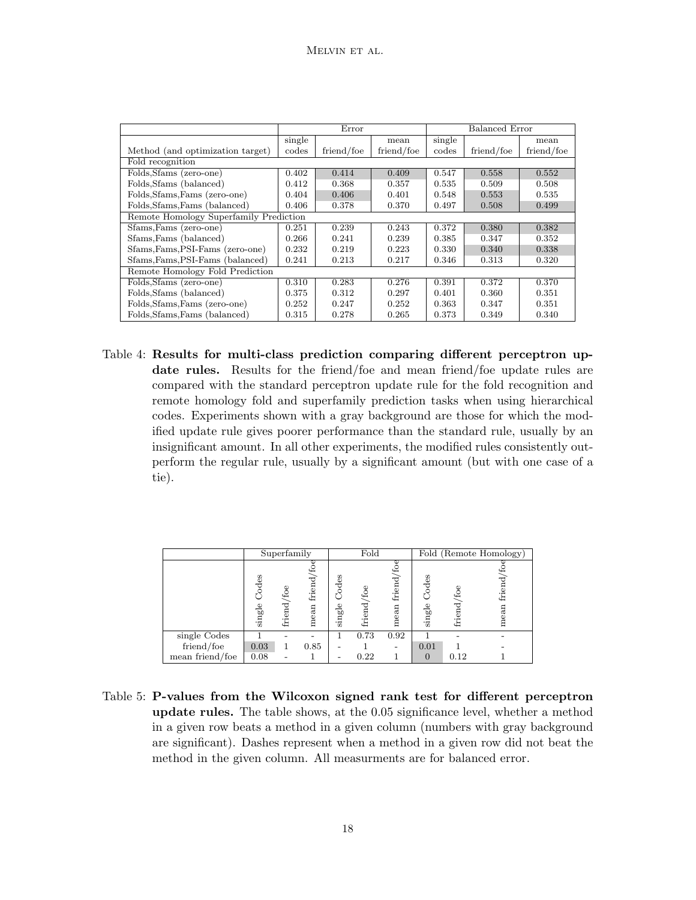| Method (and optimization target) | Error | | | Balanced Error | | |
|---|---|---|---|---|---|---|
| | single codes | friend/foe | mean friend/foe | single codes | friend/foe | mean friend/foe |
| Fold recognition | | | | | | |
| Folds,Sfams (zero-one) | 0.402 | 0.414 | 0.409 | 0.547 | 0.558 | 0.552 |
| Folds,Sfams (balanced) | 0.412 | 0.368 | 0.357 | 0.535 | 0.509 | 0.508 |
| Folds,Sfams,Fams (zero-one) | 0.404 | 0.406 | 0.401 | 0.548 | 0.553 | 0.535 |
| Folds,Sfams,Fams (balanced) | 0.406 | 0.378 | 0.370 | 0.497 | 0.508 | 0.499 |
| Remote Homology Superfamily Prediction | | | | | | |
| Sfams,Fams (zero-one) | 0.251 | 0.239 | 0.243 | 0.372 | 0.380 | 0.382 |
| Sfams,Fams (balanced) | 0.266 | 0.241 | 0.239 | 0.385 | 0.347 | 0.352 |
| Sfams,Fams,PSI-Fams (zero-one) | 0.232 | 0.219 | 0.223 | 0.330 | 0.340 | 0.338 |
| Sfams,Fams,PSI-Fams (balanced) | 0.241 | 0.213 | 0.217 | 0.346 | 0.313 | 0.320 |
| Remote Homology Fold Prediction | | | | | | |
| Folds,Sfams (zero-one) | 0.310 | 0.283 | 0.276 | 0.391 | 0.372 | 0.370 |
| Folds,Sfams (balanced) | 0.375 | 0.312 | 0.297 | 0.401 | 0.360 | 0.351 |
| Folds,Sfams,Fams (zero-one) | 0.252 | 0.247 | 0.252 | 0.363 | 0.347 | 0.351 |
| Folds,Sfams,Fams (balanced) | 0.315 | 0.278 | 0.265 | 0.373 | 0.349 | 0.340 |

Table 4: **Results for multi-class prediction comparing different perceptron update rules.** Results for the friend/foe and mean friend/foe update rules are compared with the standard perceptron update rule for the fold recognition and remote homology fold and superfamily prediction tasks when using hierarchical codes. Experiments shown with a gray background are those for which the modified update rule gives poorer performance than the standard rule, usually by an insignificant amount. In all other experiments, the modified rules consistently outperform the regular rule, usually by a significant amount (but with one case of a tie).

| | Superfamily | | | Fold | | | Fold (Remote Homology) | | |
|---|---|---|---|---|---|---|---|---|---|
| | single Codes | friend/foe | mean friend/foe | single Codes | friend/foe | mean friend/foe | single Codes | friend/foe | mean friend/foe |
| single Codes | 1 | - | - | 1 | 0.73 | 0.92 | 1 | - | - |
| friend/foe | 0.03 | 1 | 0.85 | - | 1 | - | 0.01 | 1 | - |
| mean friend/foe | 0.08 | - | 1 | - | 0.22 | 1 | 0 | 0.12 | 1 |

Table 5: **P-values from the Wilcoxon signed rank test for different perceptron update rules.** The table shows, at the 0.05 significance level, whether a method in a given row beats a method in a given column (numbers with gray background are significant). Dashes represent when a method in a given row did not beat the method in the given column. All measurments are for balanced error.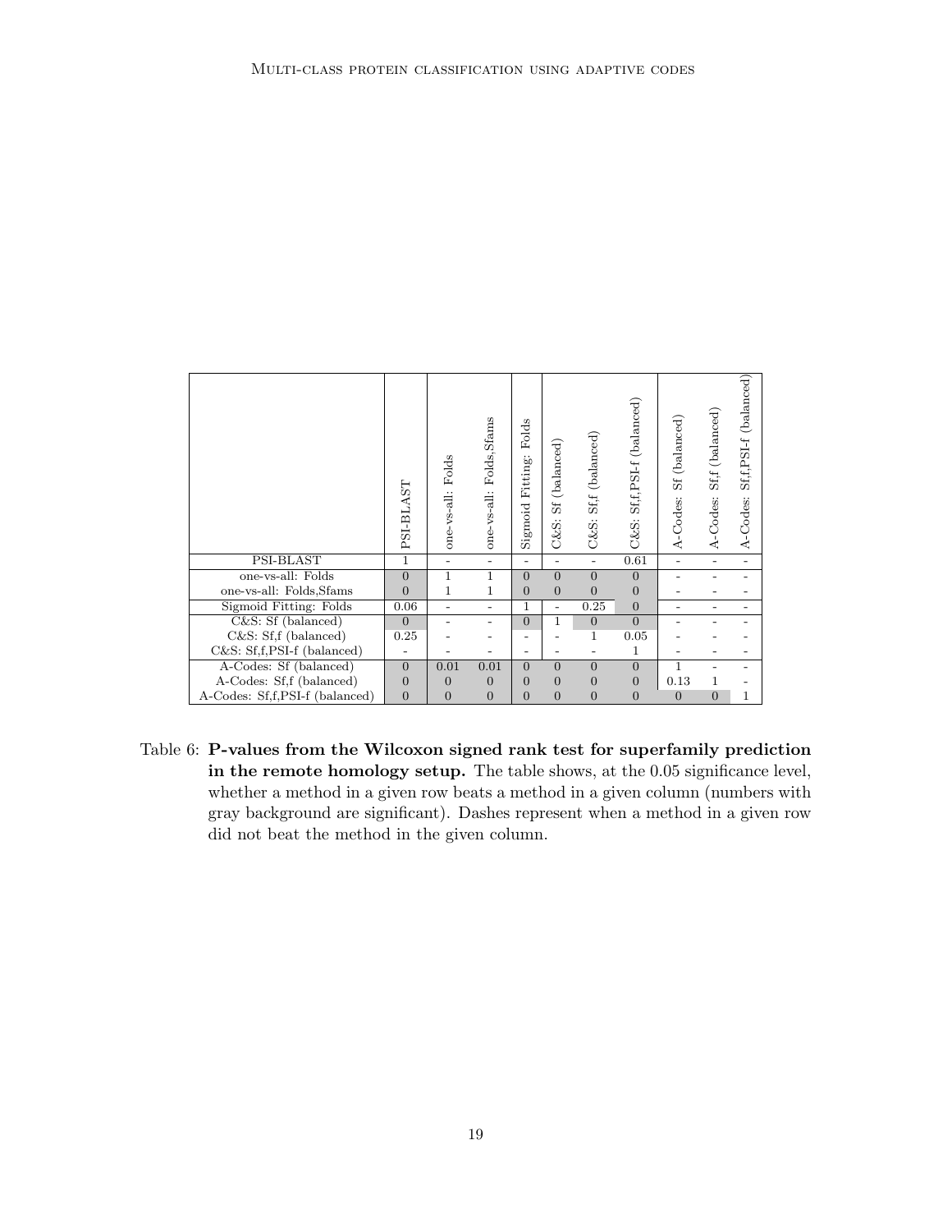| | PSI-BLAST | one-vs-all: Folds | one-vs-all: Folds,Sfams | Sigmoid Fitting: Folds | C&S: Sf (balanced) | C&S: Sf,f (balanced) | C&S: Sf,f,PSI-f (balanced) | A-Codes: Sf (balanced) | A-Codes: Sf,f (balanced) | A-Codes: Sf,f,PSI-f (balanced) |
|---|---|---|---|---|---|---|---|---|---|---|
| PSI-BLAST | 1 | - | - | - | - | - | 0.61 | - | - | - |
| one-vs-all: Folds | 0 | 1 | 1 | 0 | 0 | 0 | 0 | - | - | - |
| one-vs-all: Folds,Sfams | 0 | 1 | 1 | 0 | 0 | 0 | 0 | - | - | - |
| Sigmoid Fitting: Folds | 0.06 | - | - | 1 | - | 0.25 | 0 | - | - | - |
| C&S: Sf (balanced) | 0 | - | - | 0 | 1 | 0 | 0 | - | - | - |
| C&S: Sf,f (balanced) | 0.25 | - | - | - | - | 1 | 0.05 | - | - | - |
| C&S: Sf,f,PSI-f (balanced) | - | - | - | - | - | - | 1 | - | - | - |
| A-Codes: Sf (balanced) | 0 | 0.01 | 0.01 | 0 | 0 | 0 | 0 | 1 | - | - |
| A-Codes: Sf,f (balanced) | 0 | 0 | 0 | 0 | 0 | 0 | 0 | 0.13 | 1 | - |
| A-Codes: Sf,f,PSI-f (balanced) | 0 | 0 | 0 | 0 | 0 | 0 | 0 | 0 | 0 | 1 |

Table 6: **P-values from the Wilcoxon signed rank test for superfamily prediction in the remote homology setup.** The table shows, at the 0.05 significance level, whether a method in a given row beats a method in a given column (numbers with gray background are significant). Dashes represent when a method in a given row did not beat the method in the given column.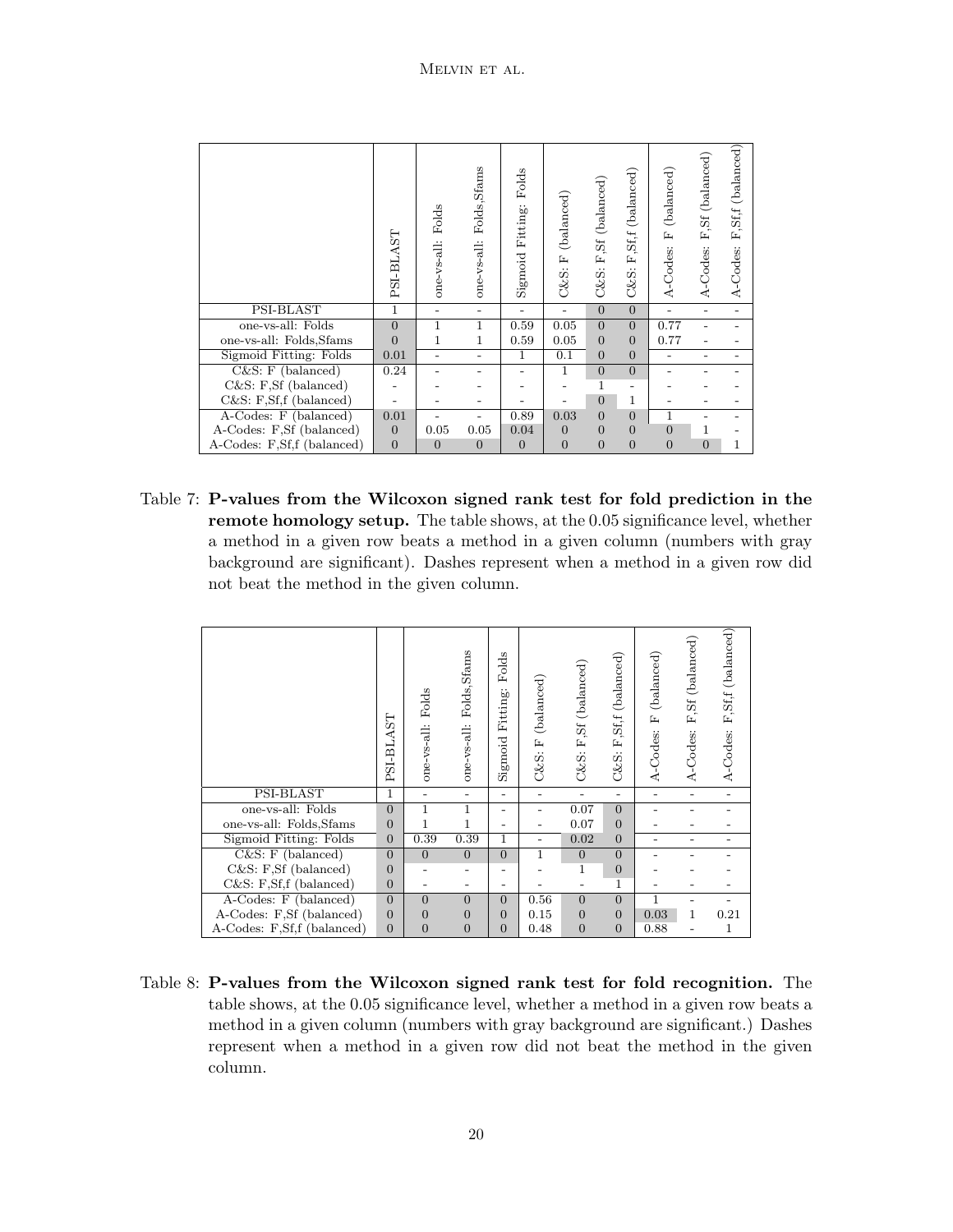| | PSI-BLAST | one-vs-all: Folds | one-vs-all: Folds,Sfams | Sigmoid Fitting: Folds | C&S: F (balanced) | C&S: F,Sf (balanced) | C&S: F,Sf,f (balanced) | A-Codes: F (balanced) | A-Codes: F,Sf (balanced) | A-Codes: F,Sf,f (balanced) |
|---|---|---|---|---|---|---|---|---|---|---|
| PSI-BLAST | 1 | - | - | - | - | 0 | 0 | - | - | - |
| one-vs-all: Folds | 0 | 1 | 1 | 0.59 | 0.05 | 0 | 0 | 0.77 | - | - |
| one-vs-all: Folds,Sfams | 0 | 1 | 1 | 0.59 | 0.05 | 0 | 0 | 0.77 | - | - |
| Sigmoid Fitting: Folds | 0.01 | - | - | 1 | 0.1 | 0 | 0 | - | - | - |
| C&S: F (balanced) | 0.24 | - | - | - | 1 | 0 | 0 | - | - | - |
| C&S: F,Sf (balanced) | - | - | - | - | - | 1 | - | - | - | - |
| C&S: F,Sf,f (balanced) | - | - | - | - | - | 0 | 1 | - | - | - |
| A-Codes: F (balanced) | 0.01 | - | - | 0.89 | 0.03 | 0 | 0 | 1 | - | - |
| A-Codes: F,Sf (balanced) | 0 | 0.05 | 0.05 | 0.04 | 0 | 0 | 0 | 0 | 1 | - |
| A-Codes: F,Sf,f (balanced) | 0 | 0 | 0 | 0 | 0 | 0 | 0 | 0 | 0 | 1 |

Table 7: **P-values from the Wilcoxon signed rank test for fold prediction in the remote homology setup.** The table shows, at the 0.05 significance level, whether a method in a given row beats a method in a given column (numbers with gray background are significant). Dashes represent when a method in a given row did not beat the method in the given column.

| | PSI-BLAST | one-vs-all: Folds | one-vs-all: Folds,Sfams | Sigmoid Fitting: Folds | C&S: F (balanced) | C&S: F,Sf (balanced) | C&S: F,Sf,f (balanced) | A-Codes: F (balanced) | A-Codes: F,Sf (balanced) | A-Codes: F,Sf,f (balanced) |
|---|---|---|---|---|---|---|---|---|---|---|
| PSI-BLAST | 1 | - | - | - | - | - | - | - | - | - |
| one-vs-all: Folds | 0 | 1 | 1 | - | - | 0.07 | 0 | - | - | - |
| one-vs-all: Folds,Sfams | 0 | 1 | 1 | - | - | 0.07 | 0 | - | - | - |
| Sigmoid Fitting: Folds | 0 | 0.39 | 0.39 | 1 | - | 0.02 | 0 | - | - | - |
| C&S: F (balanced) | 0 | 0 | 0 | 0 | 1 | 0 | 0 | - | - | - |
| C&S: F,Sf (balanced) | 0 | - | - | - | - | 1 | 0 | - | - | - |
| C&S: F,Sf,f (balanced) | 0 | - | - | - | - | - | 1 | - | - | - |
| A-Codes: F (balanced) | 0 | 0 | 0 | 0 | 0.56 | 0 | 0 | 1 | - | - |
| A-Codes: F,Sf (balanced) | 0 | 0 | 0 | 0 | 0.15 | 0 | 0 | 0.03 | 1 | 0.21 |
| A-Codes: F,Sf,f (balanced) | 0 | 0 | 0 | 0 | 0.48 | 0 | 0 | 0.88 | - | 1 |

Table 8: **P-values from the Wilcoxon signed rank test for fold recognition.** The table shows, at the 0.05 significance level, whether a method in a given row beats a method in a given column (numbers with gray background are significant.) Dashes represent when a method in a given row did not beat the method in the given column.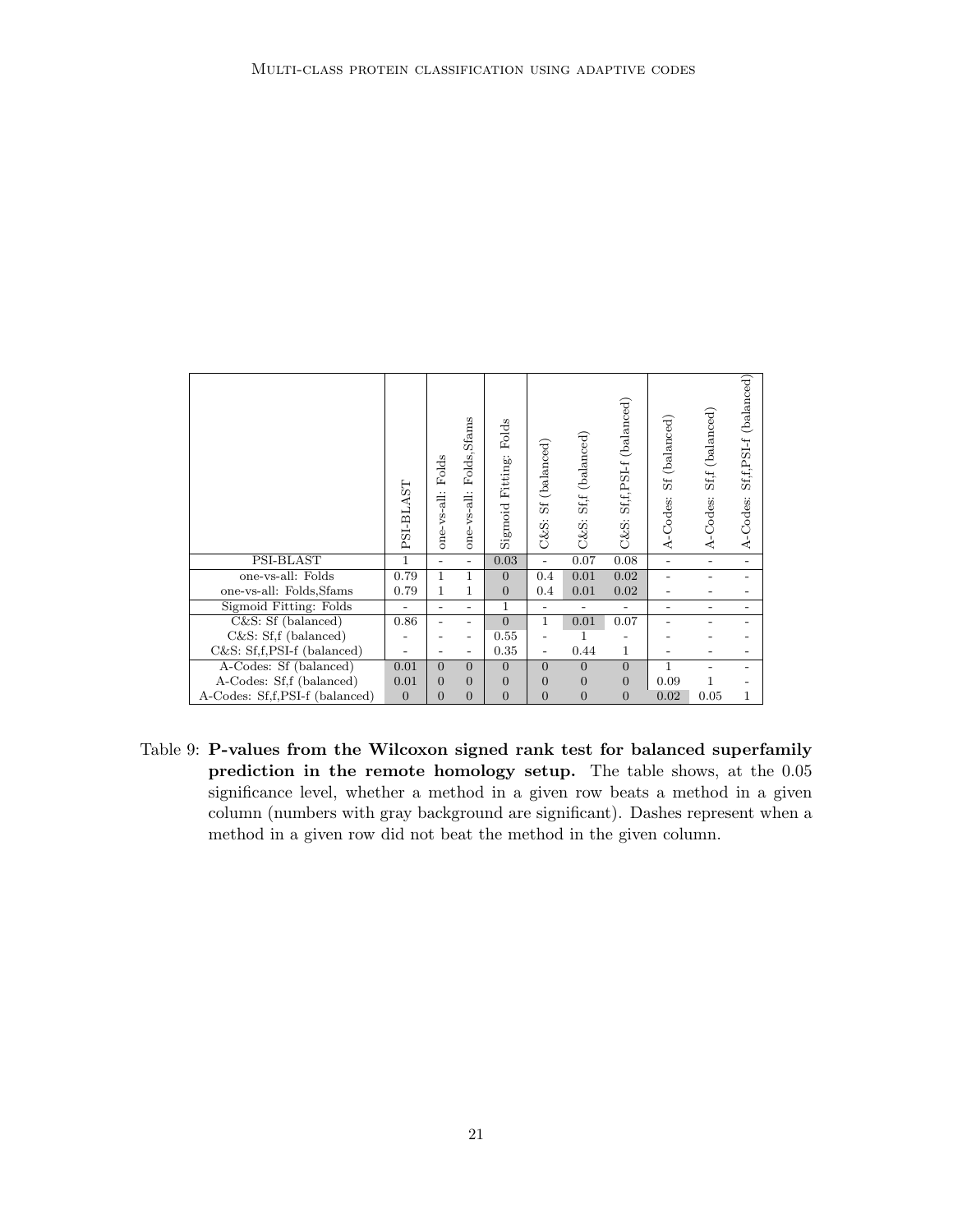| | PSI-BLAST | one-vs-all: Folds | one-vs-all: Folds,Sfams | Sigmoid Fitting: Folds | C&S: Sf (balanced) | C&S: Sf,f (balanced) | C&S: Sf,f,PSI-f (balanced) | A-Codes: Sf (balanced) | A-Codes: Sf,f (balanced) | A-Codes: Sf,f,PSI-f (balanced) |
|---|---|---|---|---|---|---|---|---|---|---|
| PSI-BLAST | 1 | - | - | 0.03 | - | 0.07 | 0.08 | - | - | - |
| one-vs-all: Folds | 0.79 | 1 | 1 | 0 | 0.4 | 0.01 | 0.02 | - | - | - |
| one-vs-all: Folds,Sfams | 0.79 | 1 | 1 | 0 | 0.4 | 0.01 | 0.02 | - | - | - |
| Sigmoid Fitting: Folds | - | - | - | 1 | - | - | - | - | - | - |
| C&S: Sf (balanced) | 0.86 | - | - | 0 | 1 | 0.01 | 0.07 | - | - | - |
| C&S: Sf,f (balanced) | - | - | - | 0.55 | - | 1 | - | - | - | - |
| C&S: Sf,f,PSI-f (balanced) | - | - | - | 0.35 | - | 0.44 | 1 | - | - | - |
| A-Codes: Sf (balanced) | 0.01 | 0 | 0 | 0 | 0 | 0 | 0 | 1 | - | - |
| A-Codes: Sf,f (balanced) | 0.01 | 0 | 0 | 0 | 0 | 0 | 0 | 0.09 | 1 | - |
| A-Codes: Sf,f,PSI-f (balanced) | 0 | 0 | 0 | 0 | 0 | 0 | 0 | 0.02 | 0.05 | 1 |

Table 9: **P-values from the Wilcoxon signed rank test for balanced superfamily prediction in the remote homology setup.** The table shows, at the 0.05 significance level, whether a method in a given row beats a method in a given column (numbers with gray background are significant). Dashes represent when a method in a given row did not beat the method in the given column.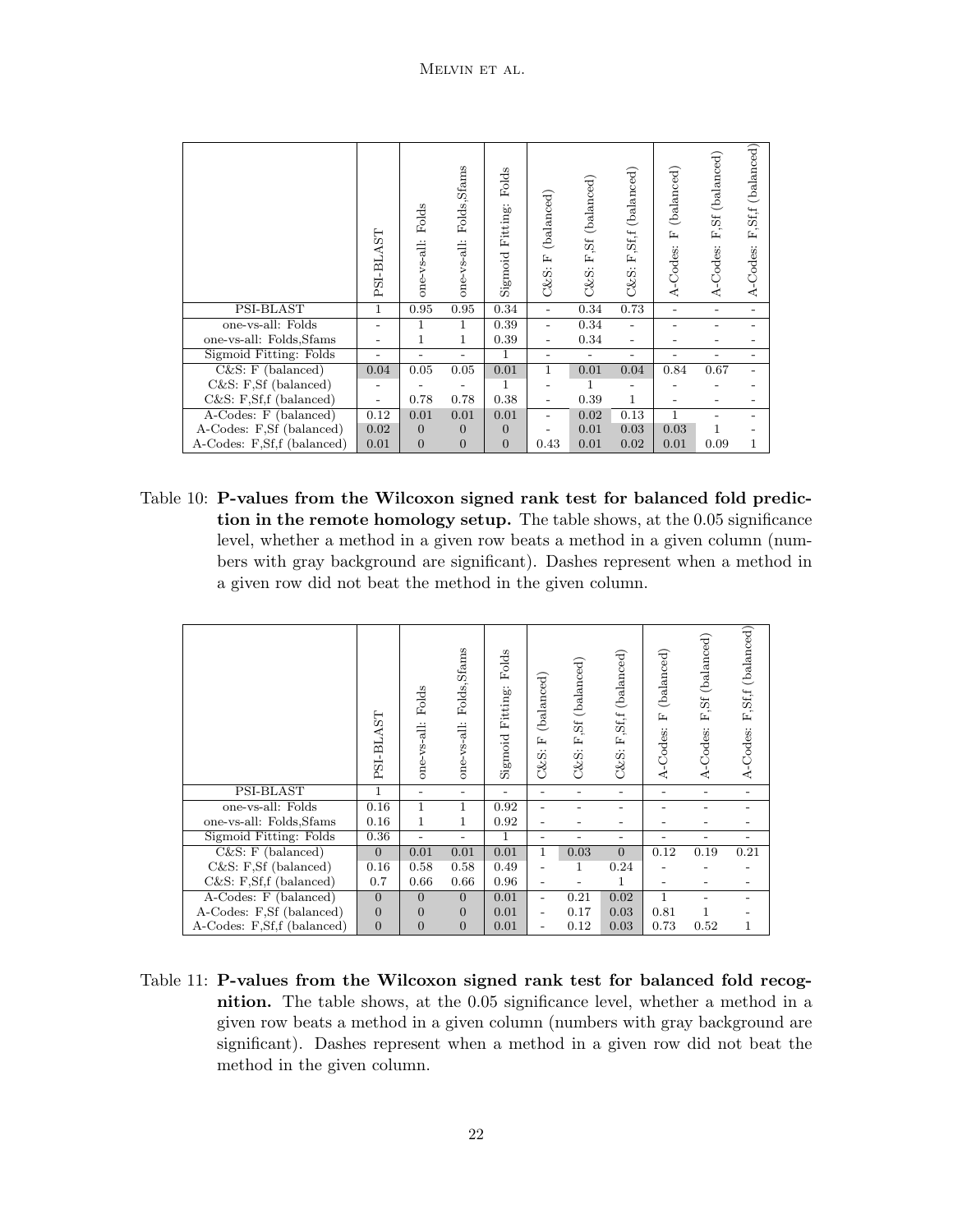| | PSI-BLAST | one-vs-all: Folds | one-vs-all: Folds,Sfams | Sigmoid Fitting: Folds | C&S: F (balanced) | C&S: F,Sf (balanced) | C&S: F,Sf,f (balanced) | A-Codes: F (balanced) | A-Codes: F,Sf (balanced) | A-Codes: F,Sf,f (balanced) |
|---|---|---|---|---|---|---|---|---|---|---|
| PSI-BLAST | 1 | 0.95 | 0.95 | 0.34 | - | 0.34 | 0.73 | - | - | - |
| one-vs-all: Folds | - | 1 | 1 | 0.39 | - | 0.34 | - | - | - | - |
| one-vs-all: Folds,Sfams | - | 1 | 1 | 0.39 | - | 0.34 | - | - | - | - |
| Sigmoid Fitting: Folds | - | - | - | 1 | - | - | - | - | - | - |
| C&S: F (balanced) | 0.04 | 0.05 | 0.05 | 0.01 | 1 | 0.01 | 0.04 | 0.84 | 0.67 | - |
| C&S: F,Sf (balanced) | - | - | - | 1 | - | 1 | - | - | - | - |
| C&S: F,Sf,f (balanced) | - | 0.78 | 0.78 | 0.38 | - | 0.39 | 1 | - | - | - |
| A-Codes: F (balanced) | 0.12 | 0.01 | 0.01 | 0.01 | - | 0.02 | 0.13 | 1 | - | - |
| A-Codes: F,Sf (balanced) | 0.02 | 0 | 0 | 0 | - | 0.01 | 0.03 | 0.03 | 1 | - |
| A-Codes: F,Sf,f (balanced) | 0.01 | 0 | 0 | 0 | 0.43 | 0.01 | 0.02 | 0.01 | 0.09 | 1 |

Table 10: **P-values from the Wilcoxon signed rank test for balanced fold prediction in the remote homology setup.** The table shows, at the 0.05 significance level, whether a method in a given row beats a method in a given column (numbers with gray background are significant). Dashes represent when a method in a given row did not beat the method in the given column.

| | PSI-BLAST | one-vs-all: Folds | one-vs-all: Folds,Sfams | Sigmoid Fitting: Folds | C&S: F (balanced) | C&S: F,Sf (balanced) | C&S: F,Sf,f (balanced) | A-Codes: F (balanced) | A-Codes: F,Sf (balanced) | A-Codes: F,Sf,f (balanced) |
|---|---|---|---|---|---|---|---|---|---|---|
| PSI-BLAST | 1 | - | - | - | - | - | - | - | - | - |
| one-vs-all: Folds | 0.16 | 1 | 1 | 0.92 | - | - | - | - | - | - |
| one-vs-all: Folds,Sfams | 0.16 | 1 | 1 | 0.92 | - | - | - | - | - | - |
| Sigmoid Fitting: Folds | 0.36 | - | - | 1 | - | - | - | - | - | - |
| C&S: F (balanced) | 0 | 0.01 | 0.01 | 0.01 | 1 | 0.03 | 0 | 0.12 | 0.19 | 0.21 |
| C&S: F,Sf (balanced) | 0.16 | 0.58 | 0.58 | 0.49 | - | 1 | 0.24 | - | - | - |
| C&S: F,Sf,f (balanced) | 0.7 | 0.66 | 0.66 | 0.96 | - | - | 1 | - | - | - |
| A-Codes: F (balanced) | 0 | 0 | 0 | 0.01 | - | 0.21 | 0.02 | 1 | - | - |
| A-Codes: F,Sf (balanced) | 0 | 0 | 0 | 0.01 | - | 0.17 | 0.03 | 0.81 | 1 | - |
| A-Codes: F,Sf,f (balanced) | 0 | 0 | 0 | 0.01 | - | 0.12 | 0.03 | 0.73 | 0.52 | 1 |

Table 11: **P-values from the Wilcoxon signed rank test for balanced fold recognition.** The table shows, at the 0.05 significance level, whether a method in a given row beats a method in a given column (numbers with gray background are significant). Dashes represent when a method in a given row did not beat the method in the given column.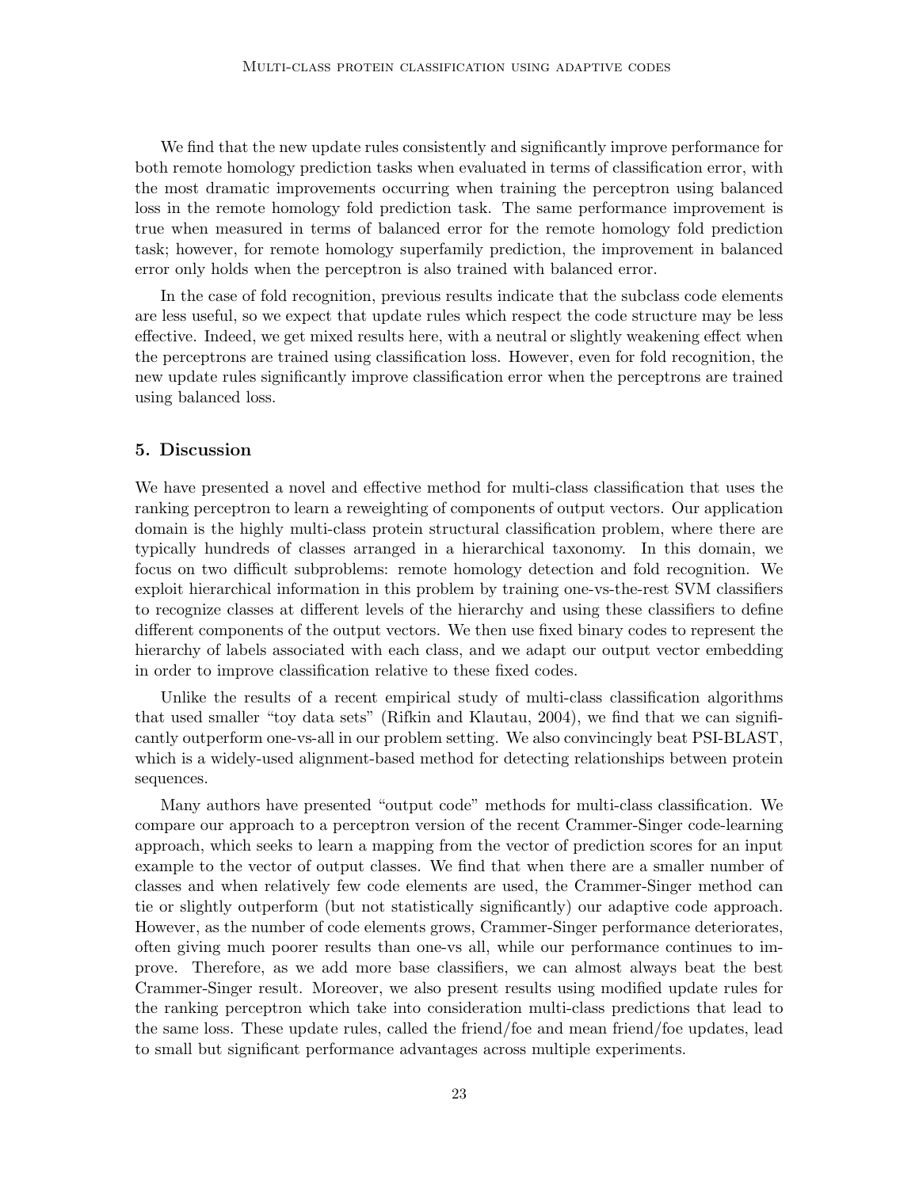We find that the new update rules consistently and significantly improve performance for both remote homology prediction tasks when evaluated in terms of classification error, with the most dramatic improvements occurring when training the perceptron using balanced loss in the remote homology fold prediction task. The same performance improvement is true when measured in terms of balanced error for the remote homology fold prediction task; however, for remote homology superfamily prediction, the improvement in balanced error only holds when the perceptron is also trained with balanced error.

In the case of fold recognition, previous results indicate that the subclass code elements are less useful, so we expect that update rules which respect the code structure may be less effective. Indeed, we get mixed results here, with a neutral or slightly weakening effect when the perceptrons are trained using classification loss. However, even for fold recognition, the new update rules significantly improve classification error when the perceptrons are trained using balanced loss.

## 5. Discussion

We have presented a novel and effective method for multi-class classification that uses the ranking perceptron to learn a reweighting of components of output vectors. Our application domain is the highly multi-class protein structural classification problem, where there are typically hundreds of classes arranged in a hierarchical taxonomy. In this domain, we focus on two difficult subproblems: remote homology detection and fold recognition. We exploit hierarchical information in this problem by training one-vs-the-rest SVM classifiers to recognize classes at different levels of the hierarchy and using these classifiers to define different components of the output vectors. We then use fixed binary codes to represent the hierarchy of labels associated with each class, and we adapt our output vector embedding in order to improve classification relative to these fixed codes.

Unlike the results of a recent empirical study of multi-class classification algorithms that used smaller "toy data sets" (Rifkin and Klautau, 2004), we find that we can significantly outperform one-vs-all in our problem setting. We also convincingly beat PSI-BLAST, which is a widely-used alignment-based method for detecting relationships between protein sequences.

Many authors have presented "output code" methods for multi-class classification. We compare our approach to a perceptron version of the recent Crammer-Singer code-learning approach, which seeks to learn a mapping from the vector of prediction scores for an input example to the vector of output classes. We find that when there are a smaller number of classes and when relatively few code elements are used, the Crammer-Singer method can tie or slightly outperform (but not statistically significantly) our adaptive code approach. However, as the number of code elements grows, Crammer-Singer performance deteriorates, often giving much poorer results than one-vs all, while our performance continues to improve. Therefore, as we add more base classifiers, we can almost always beat the best Crammer-Singer result. Moreover, we also present results using modified update rules for the ranking perceptron which take into consideration multi-class predictions that lead to the same loss. These update rules, called the friend/foe and mean friend/foe updates, lead to small but significant performance advantages across multiple experiments.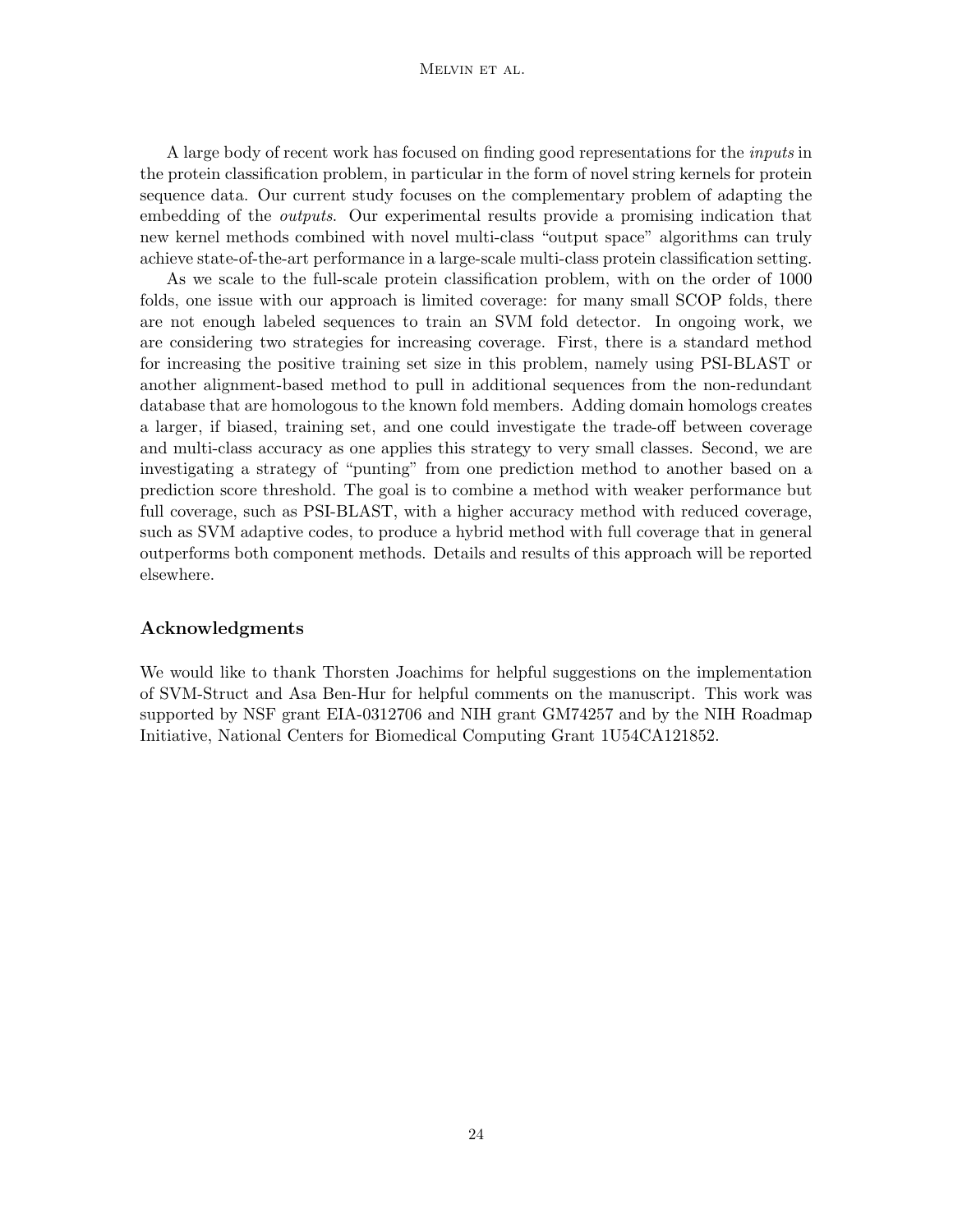A large body of recent work has focused on finding good representations for the *inputs* in the protein classification problem, in particular in the form of novel string kernels for protein sequence data. Our current study focuses on the complementary problem of adapting the embedding of the *outputs*. Our experimental results provide a promising indication that new kernel methods combined with novel multi-class "output space" algorithms can truly achieve state-of-the-art performance in a large-scale multi-class protein classification setting.

As we scale to the full-scale protein classification problem, with on the order of 1000 folds, one issue with our approach is limited coverage: for many small SCOP folds, there are not enough labeled sequences to train an SVM fold detector. In ongoing work, we are considering two strategies for increasing coverage. First, there is a standard method for increasing the positive training set size in this problem, namely using PSI-BLAST or another alignment-based method to pull in additional sequences from the non-redundant database that are homologous to the known fold members. Adding domain homologs creates a larger, if biased, training set, and one could investigate the trade-off between coverage and multi-class accuracy as one applies this strategy to very small classes. Second, we are investigating a strategy of "punting" from one prediction method to another based on a prediction score threshold. The goal is to combine a method with weaker performance but full coverage, such as PSI-BLAST, with a higher accuracy method with reduced coverage, such as SVM adaptive codes, to produce a hybrid method with full coverage that in general outperforms both component methods. Details and results of this approach will be reported elsewhere.

## Acknowledgments

We would like to thank Thorsten Joachims for helpful suggestions on the implementation of SVM-Struct and Asa Ben-Hur for helpful comments on the manuscript. This work was supported by NSF grant EIA-0312706 and NIH grant GM74257 and by the NIH Roadmap Initiative, National Centers for Biomedical Computing Grant 1U54CA121852.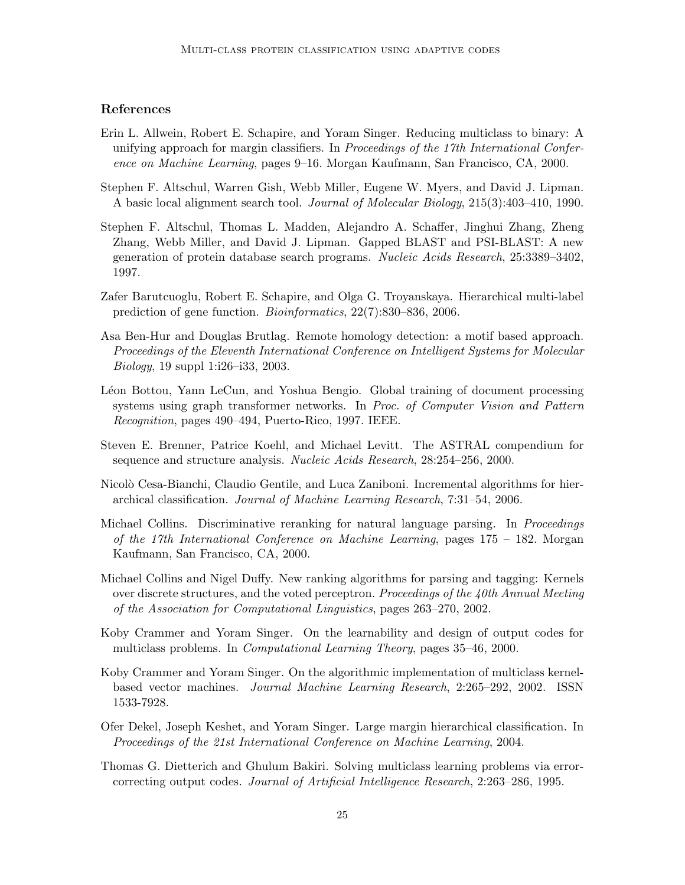## References

Erin L. Allwein, Robert E. Schapire, and Yoram Singer. Reducing multiclass to binary: A unifying approach for margin classifiers. In *Proceedings of the 17th International Conference on Machine Learning*, pages 9–16. Morgan Kaufmann, San Francisco, CA, 2000.

Stephen F. Altschul, Warren Gish, Webb Miller, Eugene W. Myers, and David J. Lipman. A basic local alignment search tool. *Journal of Molecular Biology*, 215(3):403–410, 1990.

Stephen F. Altschul, Thomas L. Madden, Alejandro A. Schaffer, Jinghui Zhang, Zheng Zhang, Webb Miller, and David J. Lipman. Gapped BLAST and PSI-BLAST: A new generation of protein database search programs. *Nucleic Acids Research*, 25:3389–3402, 1997.

Zafer Barutcuoglu, Robert E. Schapire, and Olga G. Troyanskaya. Hierarchical multi-label prediction of gene function. *Bioinformatics*, 22(7):830–836, 2006.

Asa Ben-Hur and Douglas Brutlag. Remote homology detection: a motif based approach. *Proceedings of the Eleventh International Conference on Intelligent Systems for Molecular Biology*, 19 suppl 1:i26–i33, 2003.

Léon Bottou, Yann LeCun, and Yoshua Bengio. Global training of document processing systems using graph transformer networks. In *Proc. of Computer Vision and Pattern Recognition*, pages 490–494, Puerto-Rico, 1997. IEEE.

Steven E. Brenner, Patrice Koehl, and Michael Levitt. The ASTRAL compendium for sequence and structure analysis. *Nucleic Acids Research*, 28:254–256, 2000.

Nicolò Cesa-Bianchi, Claudio Gentile, and Luca Zaniboni. Incremental algorithms for hierarchical classification. *Journal of Machine Learning Research*, 7:31–54, 2006.

Michael Collins. Discriminative reranking for natural language parsing. In *Proceedings of the 17th International Conference on Machine Learning*, pages 175 – 182. Morgan Kaufmann, San Francisco, CA, 2000.

Michael Collins and Nigel Duffy. New ranking algorithms for parsing and tagging: Kernels over discrete structures, and the voted perceptron. *Proceedings of the 40th Annual Meeting of the Association for Computational Linguistics*, pages 263–270, 2002.

Koby Crammer and Yoram Singer. On the learnability and design of output codes for multiclass problems. In *Computational Learning Theory*, pages 35–46, 2000.

Koby Crammer and Yoram Singer. On the algorithmic implementation of multiclass kernel-based vector machines. *Journal Machine Learning Research*, 2:265–292, 2002. ISSN 1533-7928.

Ofer Dekel, Joseph Keshet, and Yoram Singer. Large margin hierarchical classification. In *Proceedings of the 21st International Conference on Machine Learning*, 2004.

Thomas G. Dietterich and Ghulum Bakiri. Solving multiclass learning problems via error-correcting output codes. *Journal of Artificial Intelligence Research*, 2:263–286, 1995.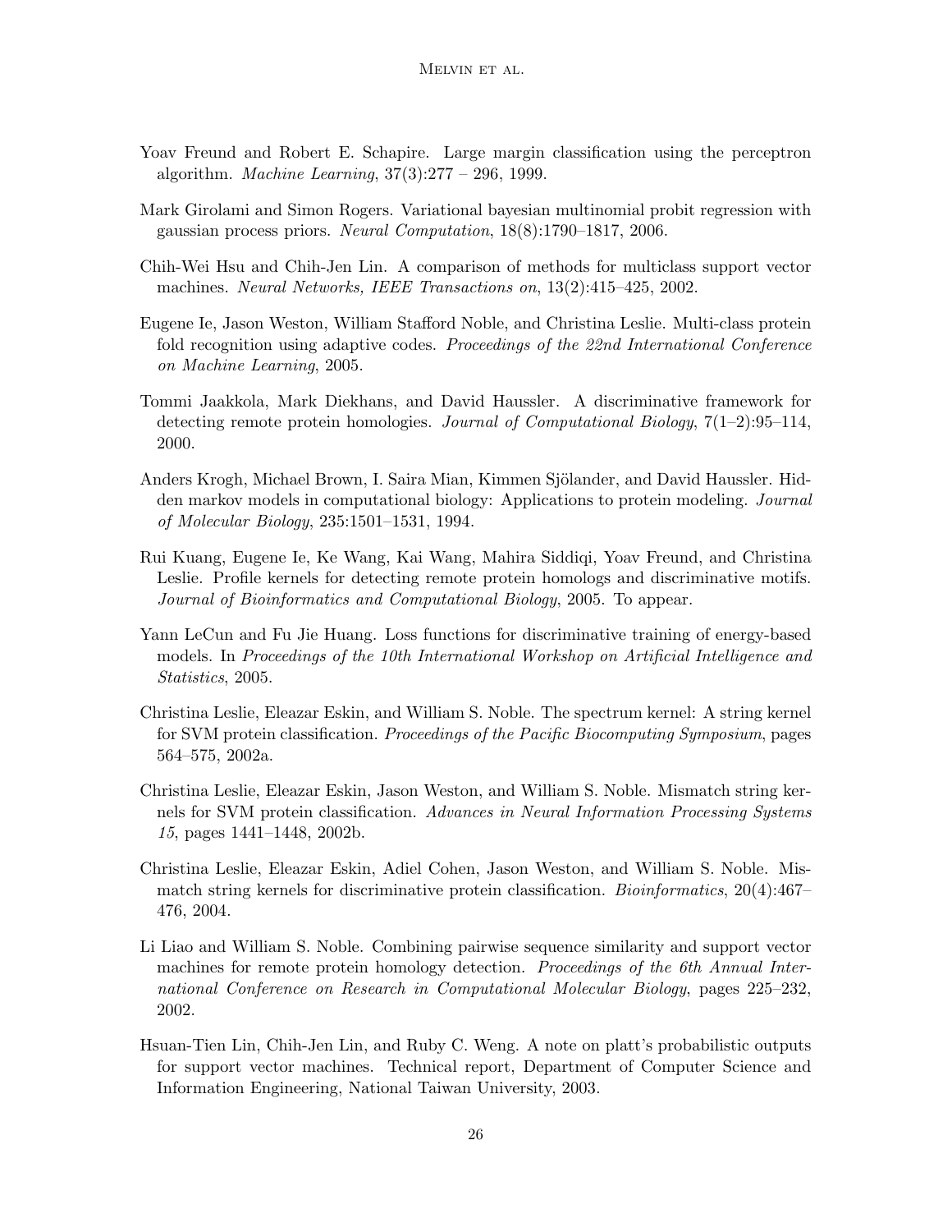Yoav Freund and Robert E. Schapire. Large margin classification using the perceptron algorithm. *Machine Learning*, 37(3):277 – 296, 1999.

Mark Girolami and Simon Rogers. Variational bayesian multinomial probit regression with gaussian process priors. *Neural Computation*, 18(8):1790–1817, 2006.

Chih-Wei Hsu and Chih-Jen Lin. A comparison of methods for multiclass support vector machines. *Neural Networks, IEEE Transactions on*, 13(2):415–425, 2002.

Eugene Ie, Jason Weston, William Stafford Noble, and Christina Leslie. Multi-class protein fold recognition using adaptive codes. *Proceedings of the 22nd International Conference on Machine Learning*, 2005.

Tommi Jaakkola, Mark Diekhans, and David Haussler. A discriminative framework for detecting remote protein homologies. *Journal of Computational Biology*, 7(1–2):95–114, 2000.

Anders Krogh, Michael Brown, I. Saira Mian, Kimmen Sjölander, and David Haussler. Hidden markov models in computational biology: Applications to protein modeling. *Journal of Molecular Biology*, 235:1501–1531, 1994.

Rui Kuang, Eugene Ie, Ke Wang, Kai Wang, Mahira Siddiqi, Yoav Freund, and Christina Leslie. Profile kernels for detecting remote protein homologs and discriminative motifs. *Journal of Bioinformatics and Computational Biology*, 2005. To appear.

Yann LeCun and Fu Jie Huang. Loss functions for discriminative training of energy-based models. In *Proceedings of the 10th International Workshop on Artificial Intelligence and Statistics*, 2005.

Christina Leslie, Eleazar Eskin, and William S. Noble. The spectrum kernel: A string kernel for SVM protein classification. *Proceedings of the Pacific Biocomputing Symposium*, pages 564–575, 2002a.

Christina Leslie, Eleazar Eskin, Jason Weston, and William S. Noble. Mismatch string kernels for SVM protein classification. *Advances in Neural Information Processing Systems 15*, pages 1441–1448, 2002b.

Christina Leslie, Eleazar Eskin, Adiel Cohen, Jason Weston, and William S. Noble. Mismatch string kernels for discriminative protein classification. *Bioinformatics*, 20(4):467–476, 2004.

Li Liao and William S. Noble. Combining pairwise sequence similarity and support vector machines for remote protein homology detection. *Proceedings of the 6th Annual International Conference on Research in Computational Molecular Biology*, pages 225–232, 2002.

Hsuan-Tien Lin, Chih-Jen Lin, and Ruby C. Weng. A note on platt's probabilistic outputs for support vector machines. Technical report, Department of Computer Science and Information Engineering, National Taiwan University, 2003.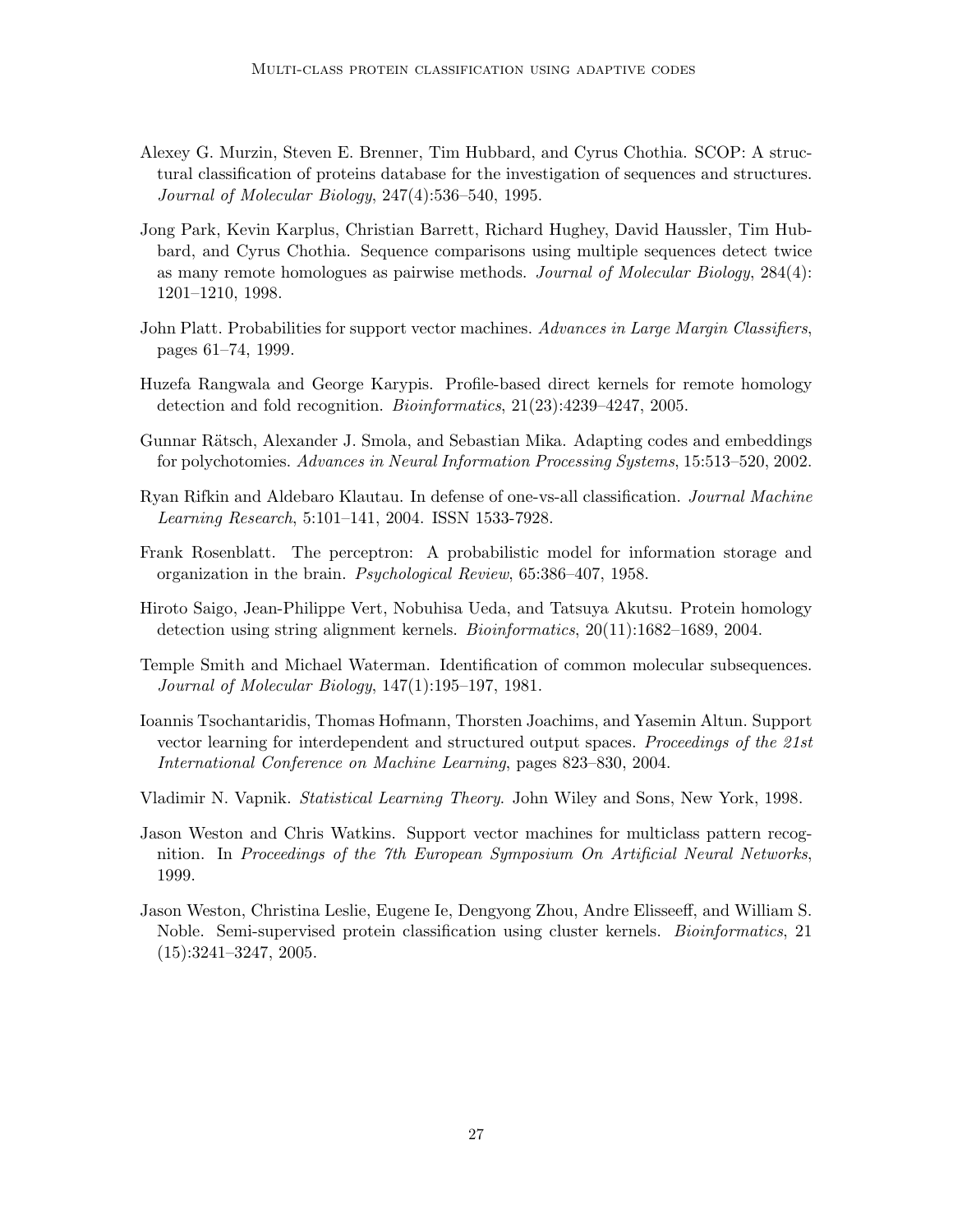Alexey G. Murzin, Steven E. Brenner, Tim Hubbard, and Cyrus Chothia. SCOP: A structural classification of proteins database for the investigation of sequences and structures. *Journal of Molecular Biology*, 247(4):536–540, 1995.

Jong Park, Kevin Karplus, Christian Barrett, Richard Hughey, David Haussler, Tim Hubbard, and Cyrus Chothia. Sequence comparisons using multiple sequences detect twice as many remote homologues as pairwise methods. *Journal of Molecular Biology*, 284(4): 1201–1210, 1998.

John Platt. Probabilities for support vector machines. *Advances in Large Margin Classifiers*, pages 61–74, 1999.

Huzefa Rangwala and George Karypis. Profile-based direct kernels for remote homology detection and fold recognition. *Bioinformatics*, 21(23):4239–4247, 2005.

Gunnar Rätsch, Alexander J. Smola, and Sebastian Mika. Adapting codes and embeddings for polychotomies. *Advances in Neural Information Processing Systems*, 15:513–520, 2002.

Ryan Rifkin and Aldebaro Klautau. In defense of one-vs-all classification. *Journal Machine Learning Research*, 5:101–141, 2004. ISSN 1533-7928.

Frank Rosenblatt. The perceptron: A probabilistic model for information storage and organization in the brain. *Psychological Review*, 65:386–407, 1958.

Hiroto Saigo, Jean-Philippe Vert, Nobuhisa Ueda, and Tatsuya Akutsu. Protein homology detection using string alignment kernels. *Bioinformatics*, 20(11):1682–1689, 2004.

Temple Smith and Michael Waterman. Identification of common molecular subsequences. *Journal of Molecular Biology*, 147(1):195–197, 1981.

Ioannis Tsochantaridis, Thomas Hofmann, Thorsten Joachims, and Yasemin Altun. Support vector learning for interdependent and structured output spaces. *Proceedings of the 21st International Conference on Machine Learning*, pages 823–830, 2004.

Vladimir N. Vapnik. *Statistical Learning Theory*. John Wiley and Sons, New York, 1998.

Jason Weston and Chris Watkins. Support vector machines for multiclass pattern recognition. In *Proceedings of the 7th European Symposium On Artificial Neural Networks*, 1999.

Jason Weston, Christina Leslie, Eugene Ie, Dengyong Zhou, Andre Elisseeff, and William S. Noble. Semi-supervised protein classification using cluster kernels. *Bioinformatics*, 21 (15):3241–3247, 2005.